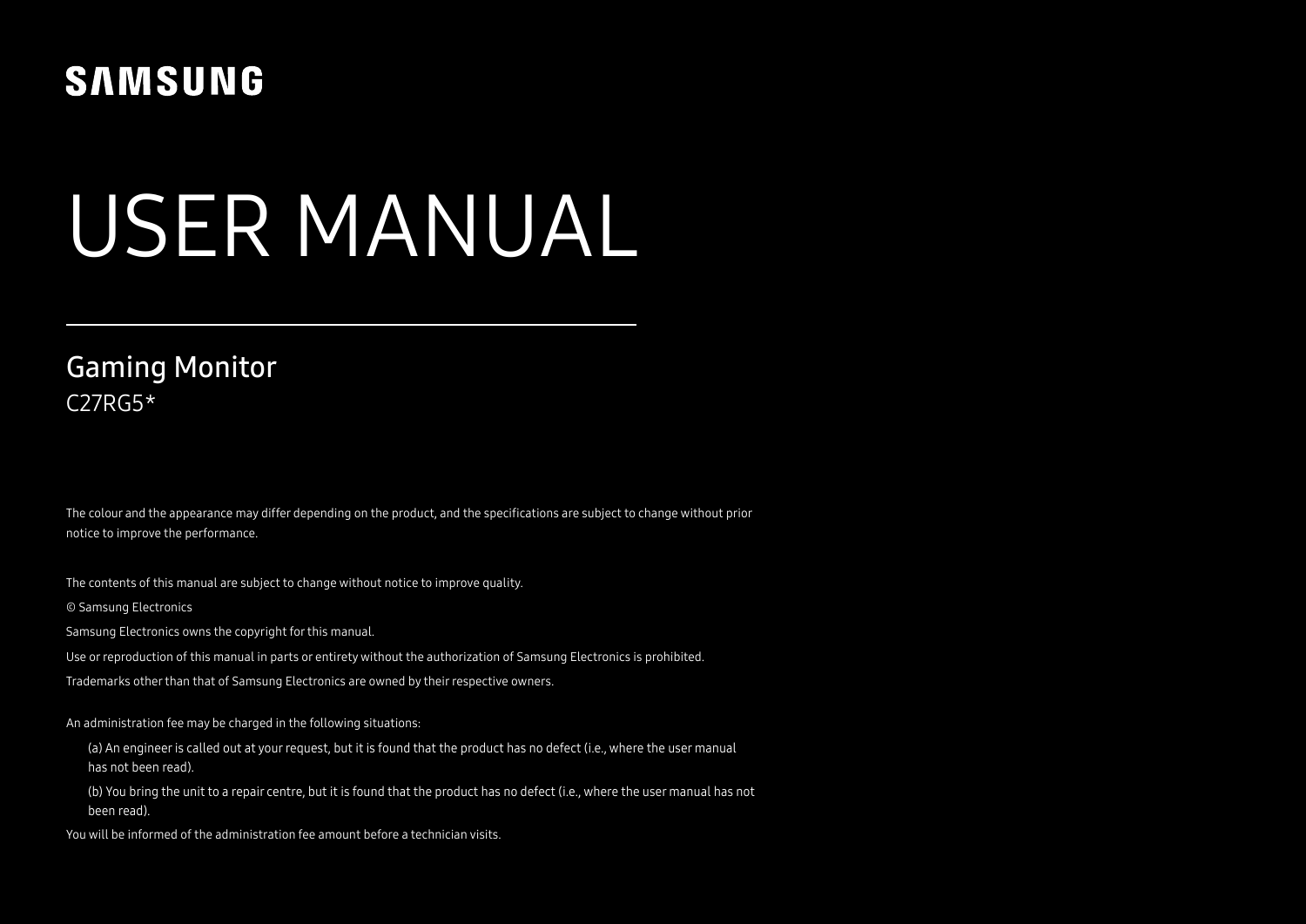SAMSUNG

# USER MANUAL

## Gaming Monitor

C27RG5*

The colour and the appearance may differ depending on the product, and the specifications are subject to change without prior notice to improve the performance.

The contents of this manual are subject to change without notice to improve quality.

© Samsung Electronics

Samsung Electronics owns the copyright for this manual.

Use or reproduction of this manual in parts or entirety without the authorization of Samsung Electronics is prohibited.

Trademarks other than that of Samsung Electronics are owned by their respective owners.

An administration fee may be charged in the following situations:

(a) An engineer is called out at your request, but it is found that the product has no defect (i.e., where the user manual has not been read).

(b) You bring the unit to a repair centre, but it is found that the product has no defect (i.e., where the user manual has not been read).

You will be informed of the administration fee amount before a technician visits.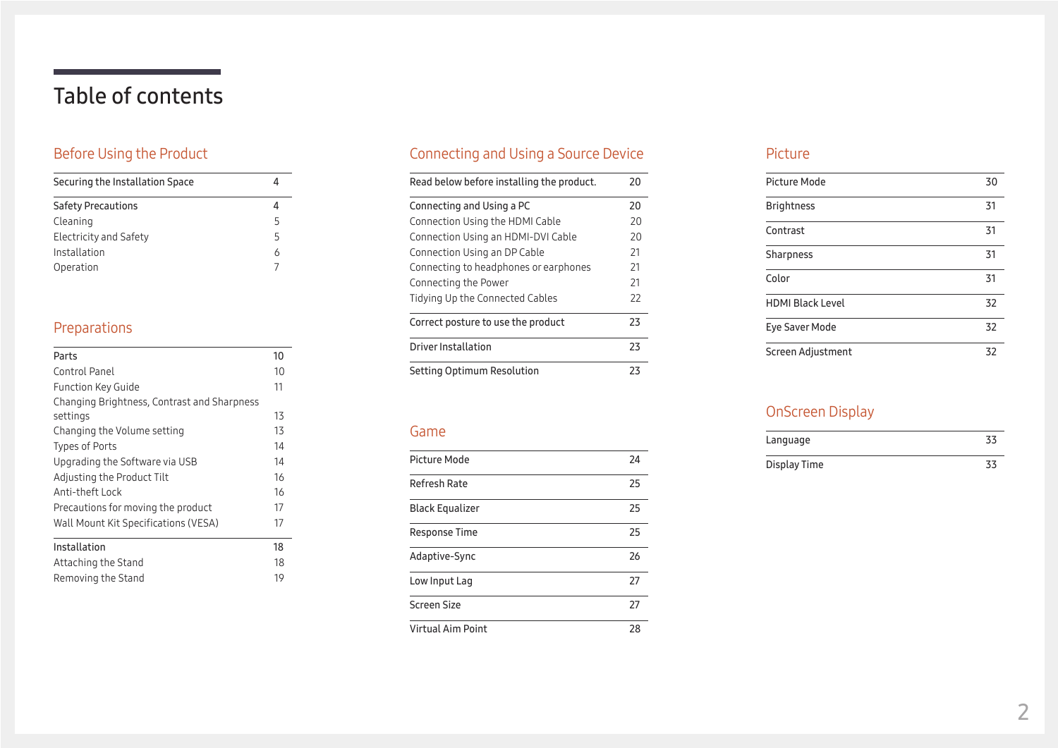# Table of contents

## Before Using the Product

| | |
|---|---|
| Securing the Installation Space | 4 |
| Safety Precautions | 4 |
| Cleaning | 5 |
| Electricity and Safety | 5 |
| Installation | 6 |
| Operation | 7 |

## Preparations

| | |
|---|---|
| Parts | 10 |
| Control Panel | 10 |
| Function Key Guide | 11 |
| Changing Brightness, Contrast and Sharpness settings | 13 |
| Changing the Volume setting | 13 |
| Types of Ports | 14 |
| Upgrading the Software via USB | 14 |
| Adjusting the Product Tilt | 16 |
| Anti-theft Lock | 16 |
| Precautions for moving the product | 17 |
| Wall Mount Kit Specifications (VESA) | 17 |
| Installation | 18 |
| Attaching the Stand | 18 |
| Removing the Stand | 19 |

## Connecting and Using a Source Device

| | |
|---|---|
| Read below before installing the product. | 20 |
| Connecting and Using a PC | 20 |
| Connection Using the HDMI Cable | 20 |
| Connection Using an HDMI-DVI Cable | 20 |
| Connection Using an DP Cable | 21 |
| Connecting to headphones or earphones | 21 |
| Connecting the Power | 21 |
| Tidying Up the Connected Cables | 22 |
| Correct posture to use the product | 23 |
| Driver Installation | 23 |
| Setting Optimum Resolution | 23 |

## Game

| | |
|---|---|
| Picture Mode | 24 |
| Refresh Rate | 25 |
| Black Equalizer | 25 |
| Response Time | 25 |
| Adaptive-Sync | 26 |
| Low Input Lag | 27 |
| Screen Size | 27 |
| Virtual Aim Point | 28 |

## Picture

| | |
|---|---|
| Picture Mode | 30 |
| Brightness | 31 |
| Contrast | 31 |
| Sharpness | 31 |
| Color | 31 |
| HDMI Black Level | 32 |
| Eye Saver Mode | 32 |
| Screen Adjustment | 32 |

## OnScreen Display

| | |
|---|---|
| Language | 33 |
| Display Time | 33 |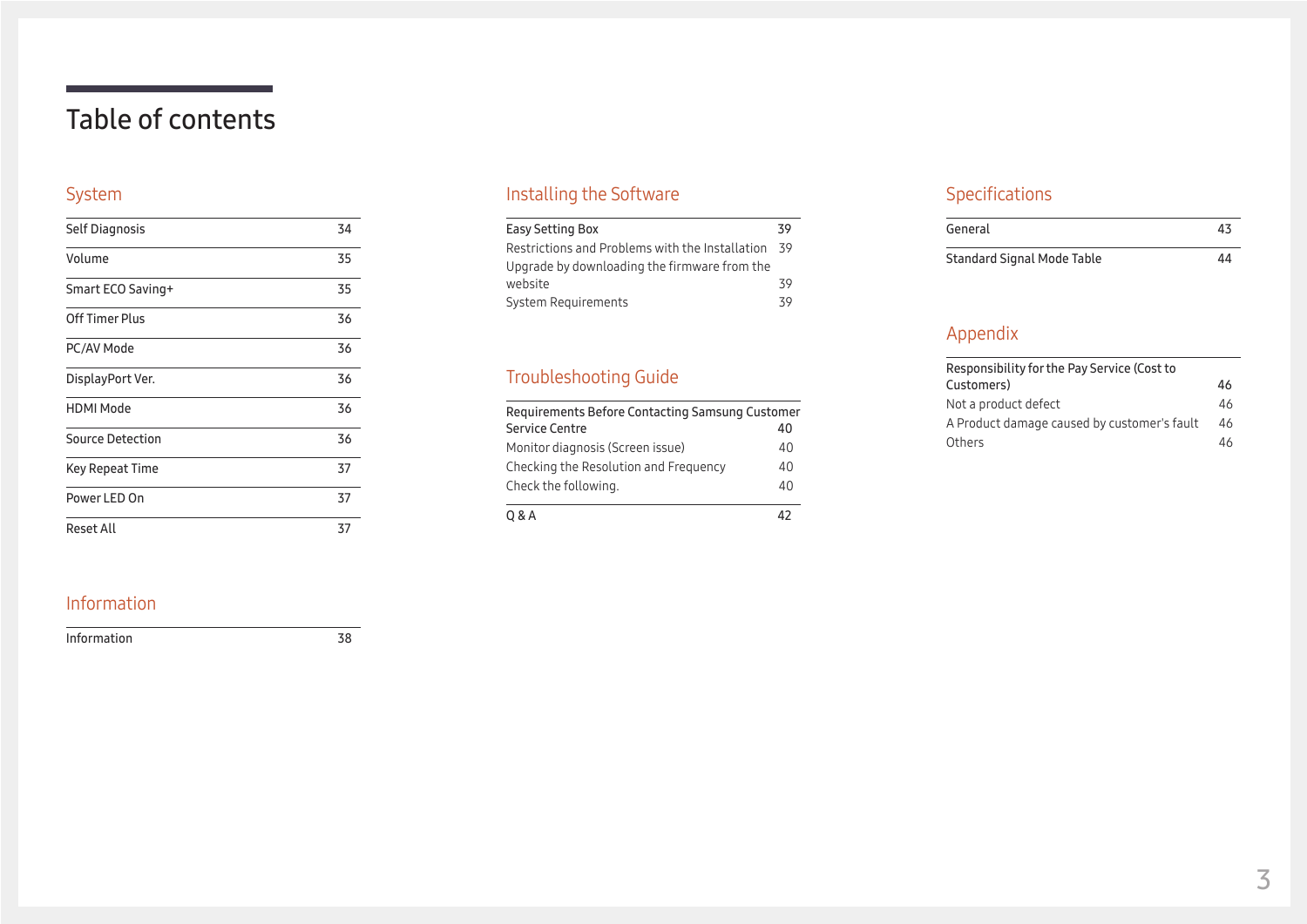# Table of contents

## System

| Self Diagnosis | 34 |
|---|---|
| Volume | 35 |
| Smart ECO Saving+ | 35 |
| Off Timer Plus | 36 |
| PC/AV Mode | 36 |
| DisplayPort Ver. | 36 |
| HDMI Mode | 36 |
| Source Detection | 36 |
| Key Repeat Time | 37 |
| Power LED On | 37 |
| Reset All | 37 |

## Information

| Information | 38 |
|---|---|

## Installing the Software

| Easy Setting Box | 39 |
|---|---|
| Restrictions and Problems with the Installation | 39 |
| Upgrade by downloading the firmware from the website | 39 |
| System Requirements | 39 |

## Troubleshooting Guide

| Requirements Before Contacting Samsung Customer Service Centre | 40 |
|---|---|
| Monitor diagnosis (Screen issue) | 40 |
| Checking the Resolution and Frequency | 40 |
| Check the following. | 40 |
| Q & A | 42 |

## Specifications

| General | 43 |
|---|---|
| Standard Signal Mode Table | 44 |

## Appendix

| Responsibility for the Pay Service (Cost to Customers) | 46 |
|---|---|
| Not a product defect | 46 |
| A Product damage caused by customer's fault | 46 |
| Others | 46 |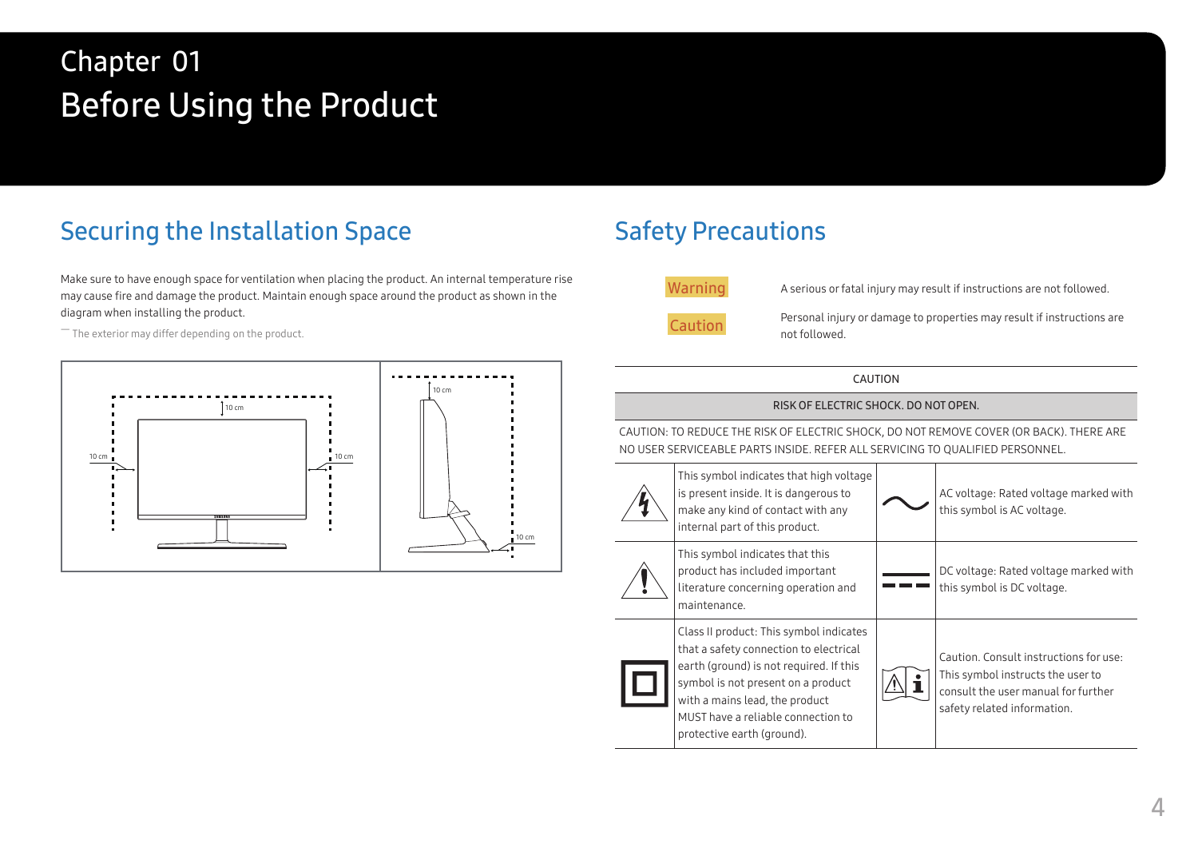# Chapter 01
# Before Using the Product

## Securing the Installation Space

Make sure to have enough space for ventilation when placing the product. An internal temperature rise may cause fire and damage the product. Maintain enough space around the product as shown in the diagram when installing the product.

― The exterior may differ depending on the product.

10 cm 10 cm 10 cm 10 cm 10 cm

## Safety Precautions

| | |
|---|---|
| Warning | A serious or fatal injury may result if instructions are not followed. |
| Caution | Personal injury or damage to properties may result if instructions are not followed. |

CAUTION

RISK OF ELECTRIC SHOCK. DO NOT OPEN.

CAUTION: TO REDUCE THE RISK OF ELECTRIC SHOCK, DO NOT REMOVE COVER (OR BACK). THERE ARE NO USER SERVICEABLE PARTS INSIDE. REFER ALL SERVICING TO QUALIFIED PERSONNEL.

| Symbol | Description | Symbol | Description |
|---|---|---|---|
| | This symbol indicates that high voltage is present inside. It is dangerous to make any kind of contact with any internal part of this product. | | AC voltage: Rated voltage marked with this symbol is AC voltage. |
| | This symbol indicates that this product has included important literature concerning operation and maintenance. | | DC voltage: Rated voltage marked with this symbol is DC voltage. |
| | Class II product: This symbol indicates that a safety connection to electrical earth (ground) is not required. If this symbol is not present on a product with a mains lead, the product MUST have a reliable connection to protective earth (ground). | | Caution. Consult instructions for use: This symbol instructs the user to consult the user manual for further safety related information. |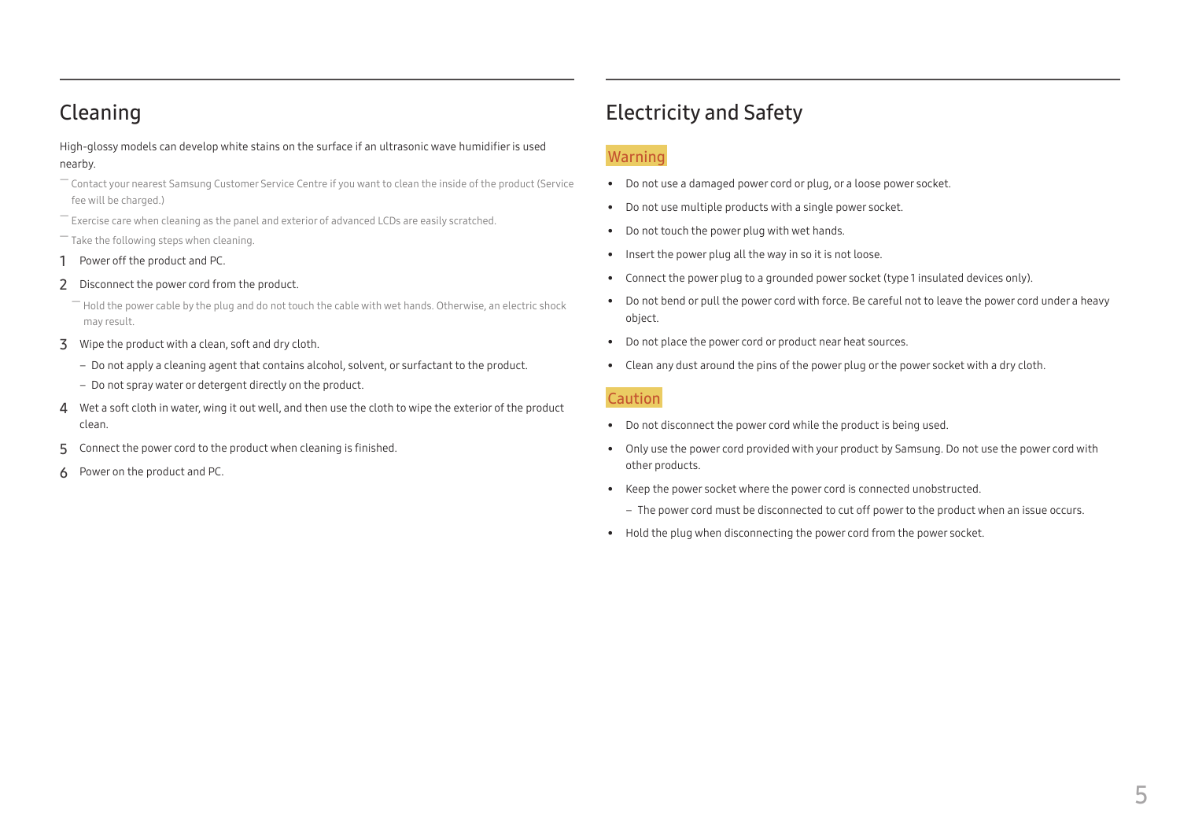## Cleaning

High-glossy models can develop white stains on the surface if an ultrasonic wave humidifier is used nearby.

― Contact your nearest Samsung Customer Service Centre if you want to clean the inside of the product (Service fee will be charged.)

― Exercise care when cleaning as the panel and exterior of advanced LCDs are easily scratched.

― Take the following steps when cleaning.

1. Power off the product and PC.
2. Disconnect the power cord from the product.

   ― Hold the power cable by the plug and do not touch the cable with wet hands. Otherwise, an electric shock may result.

3. Wipe the product with a clean, soft and dry cloth.
   - Do not apply a cleaning agent that contains alcohol, solvent, or surfactant to the product.
   - Do not spray water or detergent directly on the product.
4. Wet a soft cloth in water, wing it out well, and then use the cloth to wipe the exterior of the product clean.
5. Connect the power cord to the product when cleaning is finished.
6. Power on the product and PC.

## Electricity and Safety

### Warning

- Do not use a damaged power cord or plug, or a loose power socket.
- Do not use multiple products with a single power socket.
- Do not touch the power plug with wet hands.
- Insert the power plug all the way in so it is not loose.
- Connect the power plug to a grounded power socket (type 1 insulated devices only).
- Do not bend or pull the power cord with force. Be careful not to leave the power cord under a heavy object.
- Do not place the power cord or product near heat sources.
- Clean any dust around the pins of the power plug or the power socket with a dry cloth.

### Caution

- Do not disconnect the power cord while the product is being used.
- Only use the power cord provided with your product by Samsung. Do not use the power cord with other products.
- Keep the power socket where the power cord is connected unobstructed.
  - The power cord must be disconnected to cut off power to the product when an issue occurs.
- Hold the plug when disconnecting the power cord from the power socket.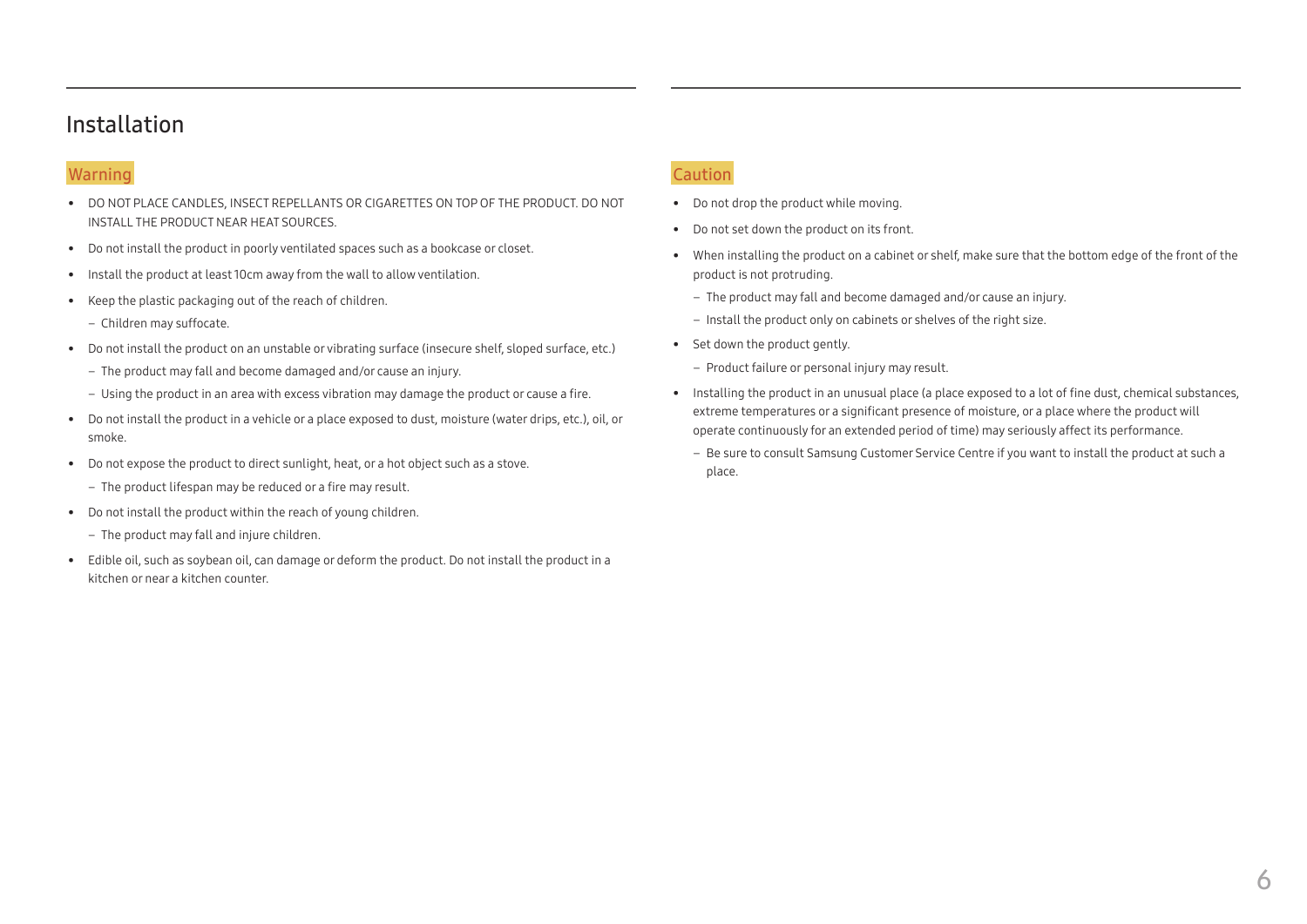## Installation

### Warning

- DO NOT PLACE CANDLES, INSECT REPELLANTS OR CIGARETTES ON TOP OF THE PRODUCT. DO NOT INSTALL THE PRODUCT NEAR HEAT SOURCES.
- Do not install the product in poorly ventilated spaces such as a bookcase or closet.
- Install the product at least 10cm away from the wall to allow ventilation.
- Keep the plastic packaging out of the reach of children.
  - Children may suffocate.
- Do not install the product on an unstable or vibrating surface (insecure shelf, sloped surface, etc.)
  - The product may fall and become damaged and/or cause an injury.
  - Using the product in an area with excess vibration may damage the product or cause a fire.
- Do not install the product in a vehicle or a place exposed to dust, moisture (water drips, etc.), oil, or smoke.
- Do not expose the product to direct sunlight, heat, or a hot object such as a stove.
  - The product lifespan may be reduced or a fire may result.
- Do not install the product within the reach of young children.
  - The product may fall and injure children.
- Edible oil, such as soybean oil, can damage or deform the product. Do not install the product in a kitchen or near a kitchen counter.

### Caution

- Do not drop the product while moving.
- Do not set down the product on its front.
- When installing the product on a cabinet or shelf, make sure that the bottom edge of the front of the product is not protruding.
  - The product may fall and become damaged and/or cause an injury.
  - Install the product only on cabinets or shelves of the right size.
- Set down the product gently.
  - Product failure or personal injury may result.
- Installing the product in an unusual place (a place exposed to a lot of fine dust, chemical substances, extreme temperatures or a significant presence of moisture, or a place where the product will operate continuously for an extended period of time) may seriously affect its performance.
  - Be sure to consult Samsung Customer Service Centre if you want to install the product at such a place.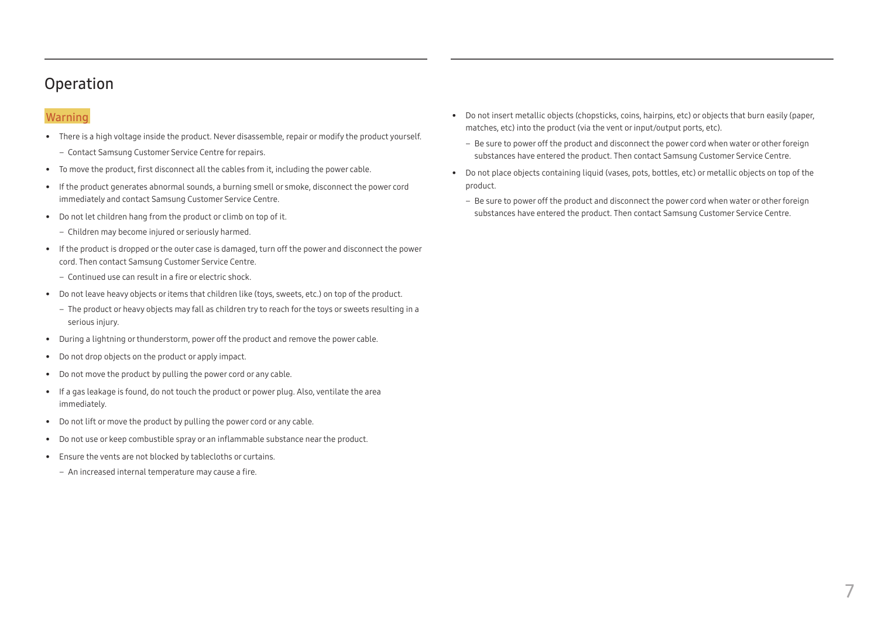## Operation

### Warning

- There is a high voltage inside the product. Never disassemble, repair or modify the product yourself.
  - Contact Samsung Customer Service Centre for repairs.
- To move the product, first disconnect all the cables from it, including the power cable.
- If the product generates abnormal sounds, a burning smell or smoke, disconnect the power cord immediately and contact Samsung Customer Service Centre.
- Do not let children hang from the product or climb on top of it.
  - Children may become injured or seriously harmed.
- If the product is dropped or the outer case is damaged, turn off the power and disconnect the power cord. Then contact Samsung Customer Service Centre.
  - Continued use can result in a fire or electric shock.
- Do not leave heavy objects or items that children like (toys, sweets, etc.) on top of the product.
  - The product or heavy objects may fall as children try to reach for the toys or sweets resulting in a serious injury.
- During a lightning or thunderstorm, power off the product and remove the power cable.
- Do not drop objects on the product or apply impact.
- Do not move the product by pulling the power cord or any cable.
- If a gas leakage is found, do not touch the product or power plug. Also, ventilate the area immediately.
- Do not lift or move the product by pulling the power cord or any cable.
- Do not use or keep combustible spray or an inflammable substance near the product.
- Ensure the vents are not blocked by tablecloths or curtains.
  - An increased internal temperature may cause a fire.
- Do not insert metallic objects (chopsticks, coins, hairpins, etc) or objects that burn easily (paper, matches, etc) into the product (via the vent or input/output ports, etc).
  - Be sure to power off the product and disconnect the power cord when water or other foreign substances have entered the product. Then contact Samsung Customer Service Centre.
- Do not place objects containing liquid (vases, pots, bottles, etc) or metallic objects on top of the product.
  - Be sure to power off the product and disconnect the power cord when water or other foreign substances have entered the product. Then contact Samsung Customer Service Centre.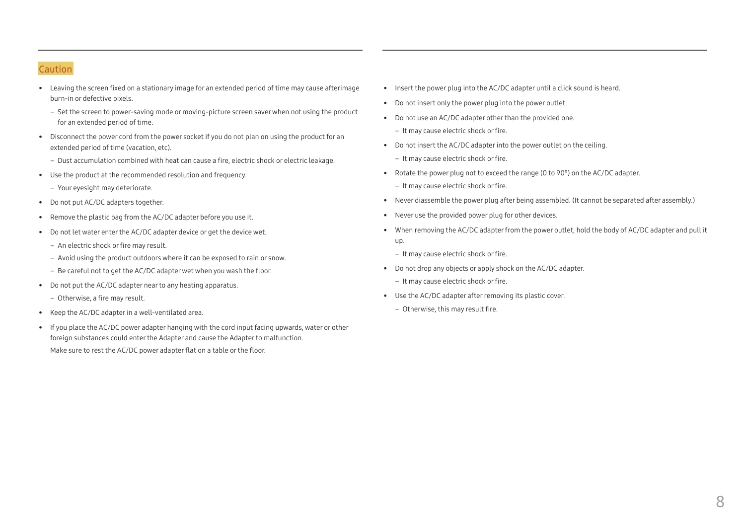## Caution

- Leaving the screen fixed on a stationary image for an extended period of time may cause afterimage burn-in or defective pixels.
  - Set the screen to power-saving mode or moving-picture screen saver when not using the product for an extended period of time.
- Disconnect the power cord from the power socket if you do not plan on using the product for an extended period of time (vacation, etc).
  - Dust accumulation combined with heat can cause a fire, electric shock or electric leakage.
- Use the product at the recommended resolution and frequency.
  - Your eyesight may deteriorate.
- Do not put AC/DC adapters together.
- Remove the plastic bag from the AC/DC adapter before you use it.
- Do not let water enter the AC/DC adapter device or get the device wet.
  - An electric shock or fire may result.
  - Avoid using the product outdoors where it can be exposed to rain or snow.
  - Be careful not to get the AC/DC adapter wet when you wash the floor.
- Do not put the AC/DC adapter near to any heating apparatus.
  - Otherwise, a fire may result.
- Keep the AC/DC adapter in a well-ventilated area.
- If you place the AC/DC power adapter hanging with the cord input facing upwards, water or other foreign substances could enter the Adapter and cause the Adapter to malfunction.

  Make sure to rest the AC/DC power adapter flat on a table or the floor.
- Insert the power plug into the AC/DC adapter until a click sound is heard.
- Do not insert only the power plug into the power outlet.
- Do not use an AC/DC adapter other than the provided one.
  - It may cause electric shock or fire.
- Do not insert the AC/DC adapter into the power outlet on the ceiling.
  - It may cause electric shock or fire.
- Rotate the power plug not to exceed the range (0 to 90°) on the AC/DC adapter.
  - It may cause electric shock or fire.
- Never diassemble the power plug after being assembled. (It cannot be separated after assembly.)
- Never use the provided power plug for other devices.
- When removing the AC/DC adapter from the power outlet, hold the body of AC/DC adapter and pull it up.
  - It may cause electric shock or fire.
- Do not drop any objects or apply shock on the AC/DC adapter.
  - It may cause electric shock or fire.
- Use the AC/DC adapter after removing its plastic cover.
  - Otherwise, this may result fire.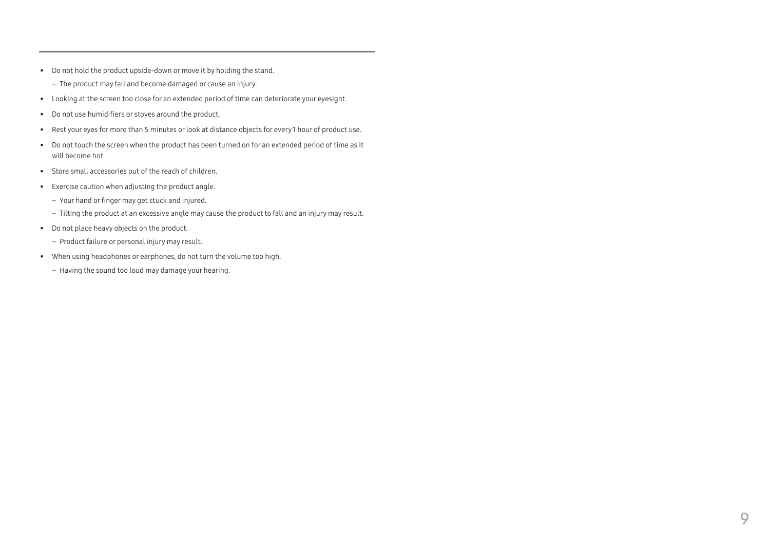- Do not hold the product upside-down or move it by holding the stand.
  - The product may fall and become damaged or cause an injury.
- Looking at the screen too close for an extended period of time can deteriorate your eyesight.
- Do not use humidifiers or stoves around the product.
- Rest your eyes for more than 5 minutes or look at distance objects for every 1 hour of product use.
- Do not touch the screen when the product has been turned on for an extended period of time as it will become hot.
- Store small accessories out of the reach of children.
- Exercise caution when adjusting the product angle.
  - Your hand or finger may get stuck and injured.
  - Tilting the product at an excessive angle may cause the product to fall and an injury may result.
- Do not place heavy objects on the product.
  - Product failure or personal injury may result.
- When using headphones or earphones, do not turn the volume too high.
  - Having the sound too loud may damage your hearing.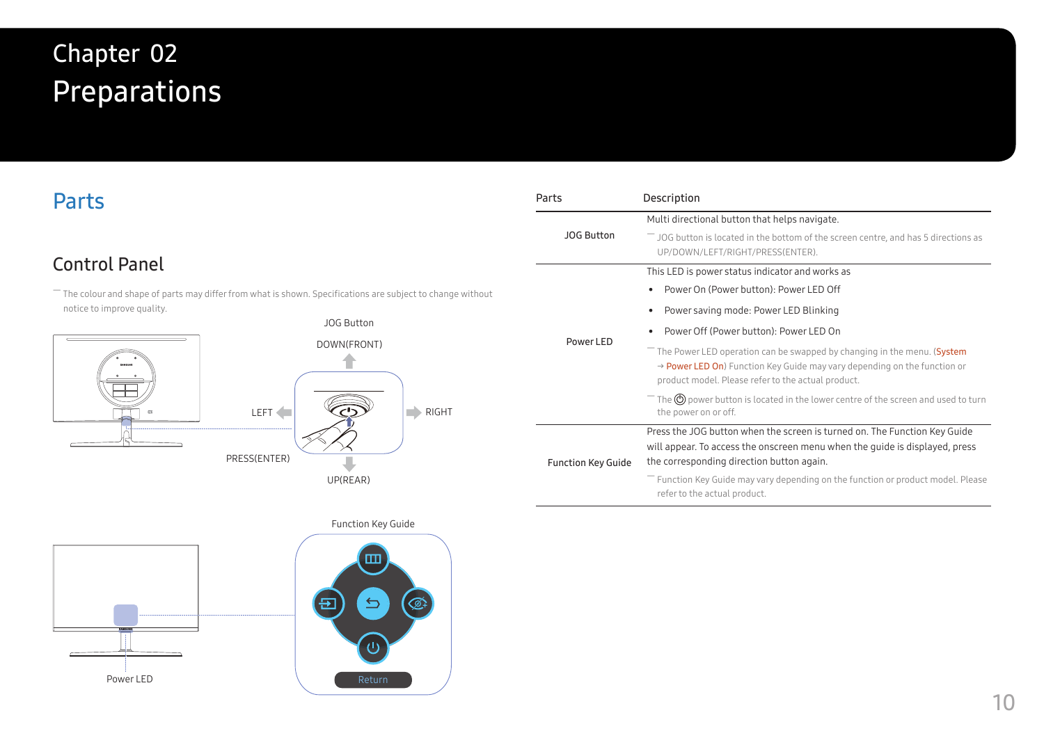# Chapter 02
# Preparations

## Parts

### Control Panel

― The colour and shape of parts may differ from what is shown. Specifications are subject to change without notice to improve quality.

JOG Button

DOWN(FRONT)

LEFT

RIGHT

PRESS(ENTER)

UP(REAR)

Function Key Guide

Return

Power LED

| Parts | Description |
|---|---|
| JOG Button | Multi directional button that helps navigate.<br>― JOG button is located in the bottom of the screen centre, and has 5 directions as UP/DOWN/LEFT/RIGHT/PRESS(ENTER). |
| Power LED | This LED is power status indicator and works as<br>• Power On (Power button): Power LED Off<br>• Power saving mode: Power LED Blinking<br>• Power Off (Power button): Power LED On<br>― The Power LED operation can be swapped by changing in the menu. (System → Power LED On) Function Key Guide may vary depending on the function or product model. Please refer to the actual product.<br>― The ⏻ power button is located in the lower centre of the screen and used to turn the power on or off. |
| Function Key Guide | Press the JOG button when the screen is turned on. The Function Key Guide will appear. To access the onscreen menu when the guide is displayed, press the corresponding direction button again.<br>― Function Key Guide may vary depending on the function or product model. Please refer to the actual product. |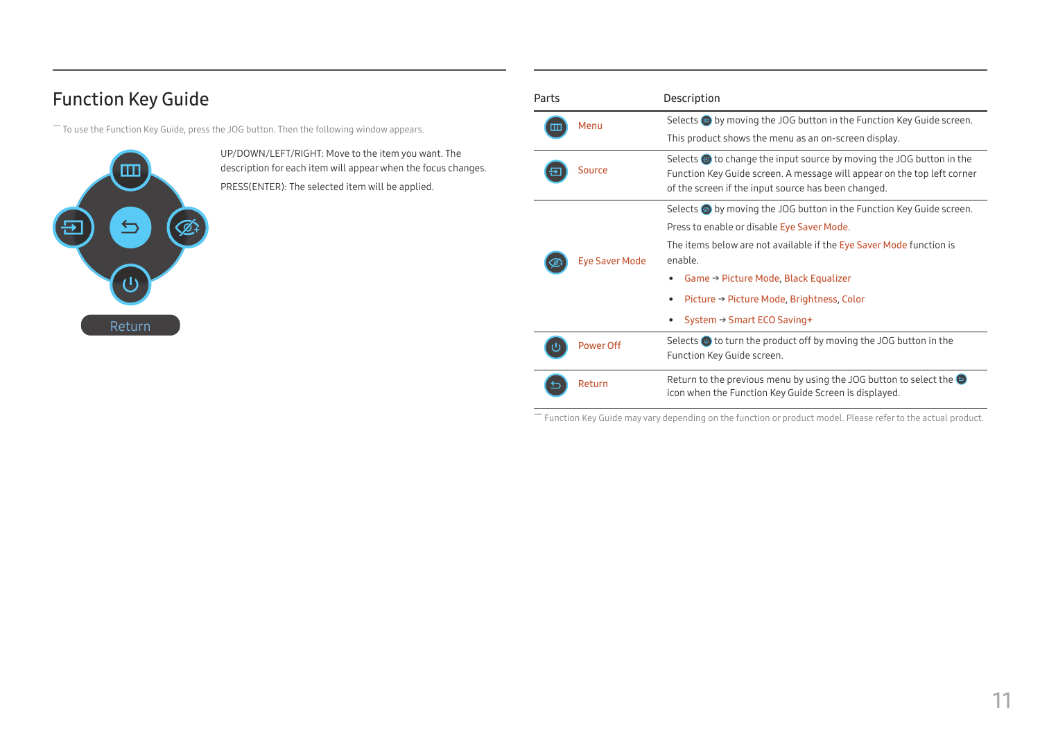## Function Key Guide

― To use the Function Key Guide, press the JOG button. Then the following window appears.

Return

UP/DOWN/LEFT/RIGHT: Move to the item you want. The description for each item will appear when the focus changes.

PRESS(ENTER): The selected item will be applied.

| Parts | Description |
|---|---|
| Menu | Selects by moving the JOG button in the Function Key Guide screen.<br>This product shows the menu as an on-screen display. |
| Source | Selects to change the input source by moving the JOG button in the Function Key Guide screen. A message will appear on the top left corner of the screen if the input source has been changed. |
| Eye Saver Mode | Selects by moving the JOG button in the Function Key Guide screen.<br>Press to enable or disable Eye Saver Mode.<br>The items below are not available if the Eye Saver Mode function is enable.<br>• Game → Picture Mode, Black Equalizer<br>• Picture → Picture Mode, Brightness, Color<br>• System → Smart ECO Saving+ |
| Power Off | Selects to turn the product off by moving the JOG button in the Function Key Guide screen. |
| Return | Return to the previous menu by using the JOG button to select the icon when the Function Key Guide Screen is displayed. |

― Function Key Guide may vary depending on the function or product model. Please refer to the actual product.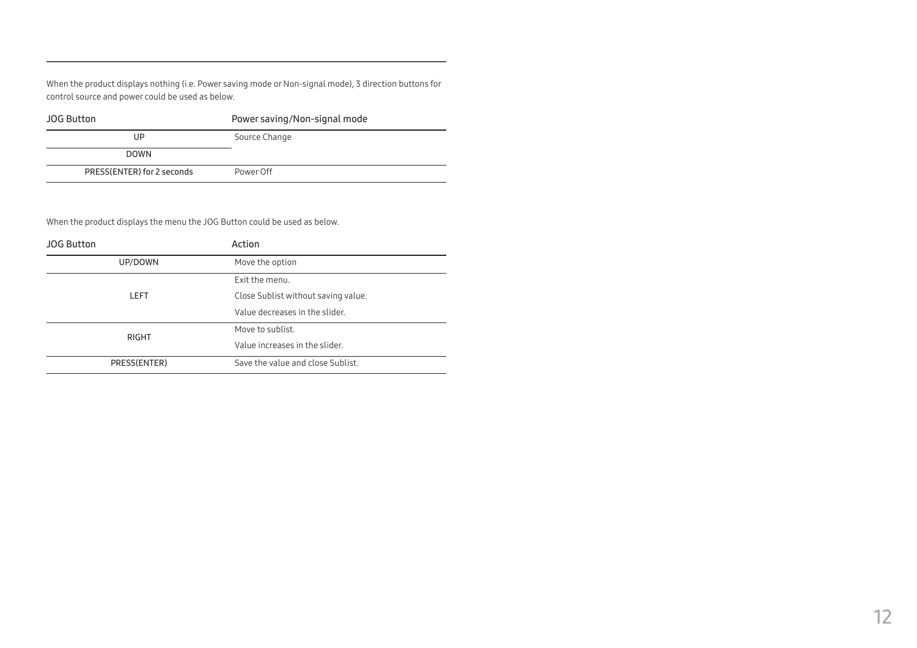When the product displays nothing (i.e. Power saving mode or Non-signal mode), 3 direction buttons for control source and power could be used as below.

| JOG Button | Power saving/Non-signal mode |
|---|---|
| UP | Source Change |
| DOWN | |
| PRESS(ENTER) for 2 seconds | Power Off |

When the product displays the menu the JOG Button could be used as below.

| JOG Button | Action |
|---|---|
| UP/DOWN | Move the option |
| LEFT | Exit the menu.<br>Close Sublist without saving value.<br>Value decreases in the slider. |
| RIGHT | Move to sublist.<br>Value increases in the slider. |
| PRESS(ENTER) | Save the value and close Sublist. |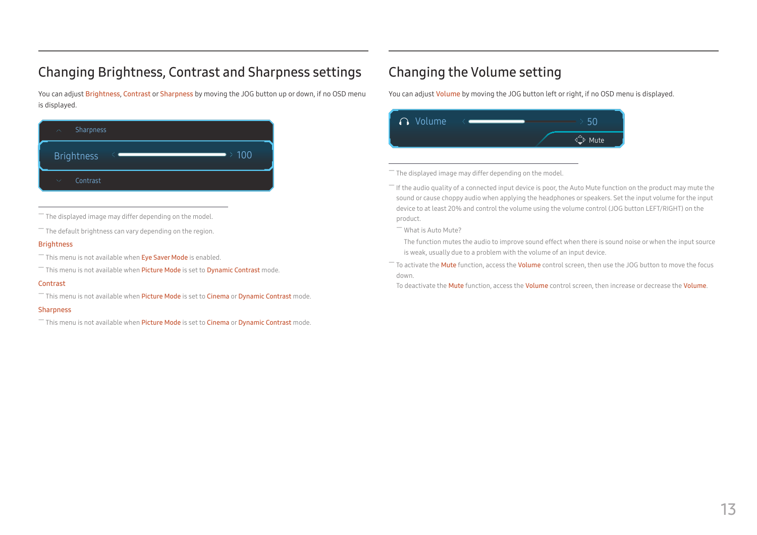## Changing Brightness, Contrast and Sharpness settings

You can adjust Brightness, Contrast or Sharpness by moving the JOG button up or down, if no OSD menu is displayed.

— The displayed image may differ depending on the model.

— The default brightness can vary depending on the region.

### Brightness

— This menu is not available when Eye Saver Mode is enabled.

— This menu is not available when Picture Mode is set to Dynamic Contrast mode.

### Contrast

— This menu is not available when Picture Mode is set to Cinema or Dynamic Contrast mode.

### Sharpness

— This menu is not available when Picture Mode is set to Cinema or Dynamic Contrast mode.

## Changing the Volume setting

You can adjust Volume by moving the JOG button left or right, if no OSD menu is displayed.

— The displayed image may differ depending on the model.

— If the audio quality of a connected input device is poor, the Auto Mute function on the product may mute the sound or cause choppy audio when applying the headphones or speakers. Set the input volume for the input device to at least 20% and control the volume using the volume control (JOG button LEFT/RIGHT) on the product.

— What is Auto Mute?

The function mutes the audio to improve sound effect when there is sound noise or when the input source is weak, usually due to a problem with the volume of an input device.

— To activate the Mute function, access the Volume control screen, then use the JOG button to move the focus down.

To deactivate the Mute function, access the Volume control screen, then increase or decrease the Volume.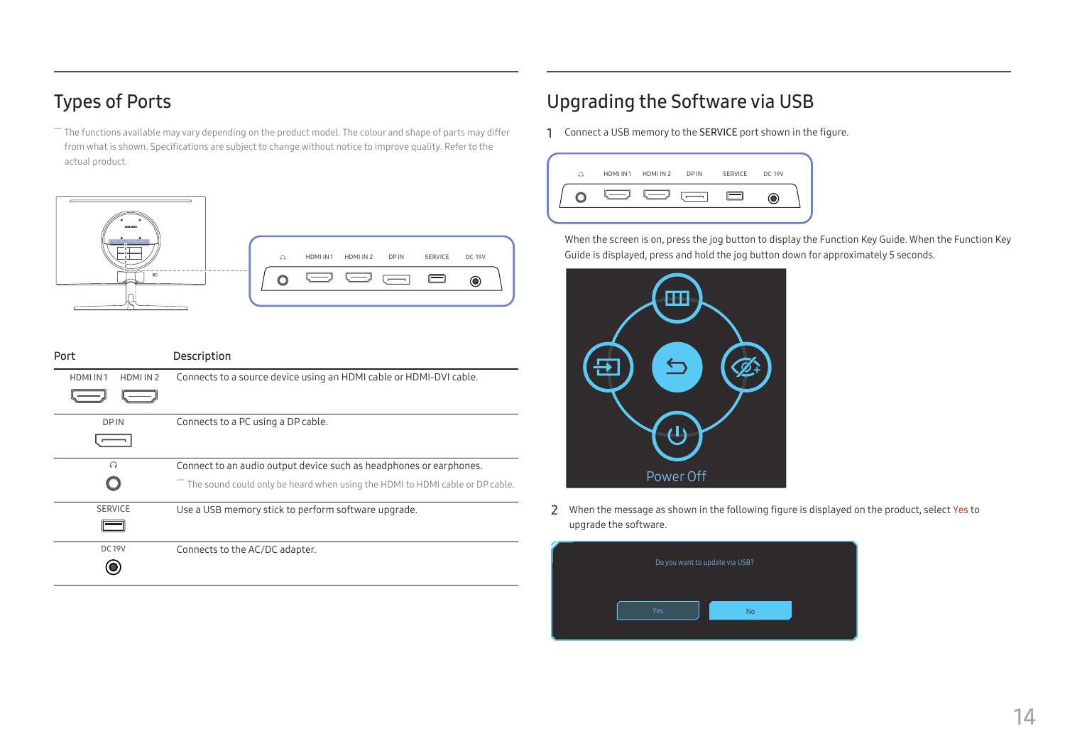## Types of Ports

― The functions available may vary depending on the product model. The colour and shape of parts may differ from what is shown. Specifications are subject to change without notice to improve quality. Refer to the actual product.

| Port | Description |
|---|---|
| HDMI IN 1 HDMI IN 2 | Connects to a source device using an HDMI cable or HDMI-DVI cable. |
| DP IN | Connects to a PC using a DP cable. |
| (headphone) | Connect to an audio output device such as headphones or earphones.<br>― The sound could only be heard when using the HDMI to HDMI cable or DP cable. |
| SERVICE | Use a USB memory stick to perform software upgrade. |
| DC19V | Connects to the AC/DC adapter. |

## Upgrading the Software via USB

1 Connect a USB memory to the **SERVICE** port shown in the figure.

When the screen is on, press the jog button to display the Function Key Guide. When the Function Key Guide is displayed, press and hold the jog button down for approximately 5 seconds.

2 When the message as shown in the following figure is displayed on the product, select Yes to upgrade the software.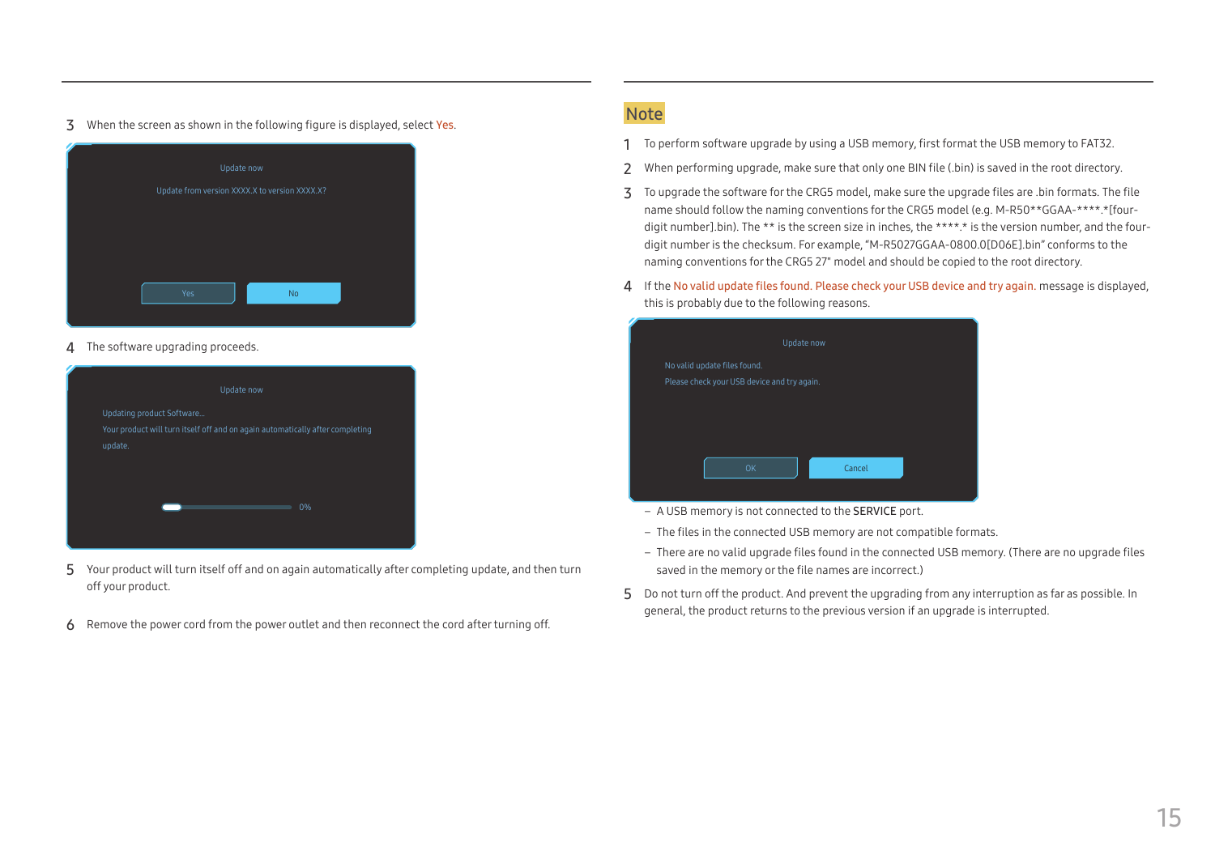3 When the screen as shown in the following figure is displayed, select Yes.

Update now

Update from version XXXX.X to version XXXX.X?

Yes No

4 The software upgrading proceeds.

Update now

Updating product Software...

Your product will turn itself off and on again automatically after completing update.

0%

5 Your product will turn itself off and on again automatically after completing update, and then turn off your product.

6 Remove the power cord from the power outlet and then reconnect the cord after turning off.

## Note

1 To perform software upgrade by using a USB memory, first format the USB memory to FAT32.

2 When performing upgrade, make sure that only one BIN file (.bin) is saved in the root directory.

3 To upgrade the software for the CRG5 model, make sure the upgrade files are .bin formats. The file name should follow the naming conventions for the CRG5 model (e.g. M-R50**GGAA-****.*[four-digit number].bin). The ** is the screen size in inches, the ****.* is the version number, and the four-digit number is the checksum. For example, "M-R5027GGAA-0800.0[D06E].bin" conforms to the naming conventions for the CRG5 27" model and should be copied to the root directory.

4 If the No valid update files found. Please check your USB device and try again. message is displayed, this is probably due to the following reasons.

Update now

No valid update files found.

Please check your USB device and try again.

OK Cancel

- A USB memory is not connected to the **SERVICE** port.
- The files in the connected USB memory are not compatible formats.
- There are no valid upgrade files found in the connected USB memory. (There are no upgrade files saved in the memory or the file names are incorrect.)

5 Do not turn off the product. And prevent the upgrading from any interruption as far as possible. In general, the product returns to the previous version if an upgrade is interrupted.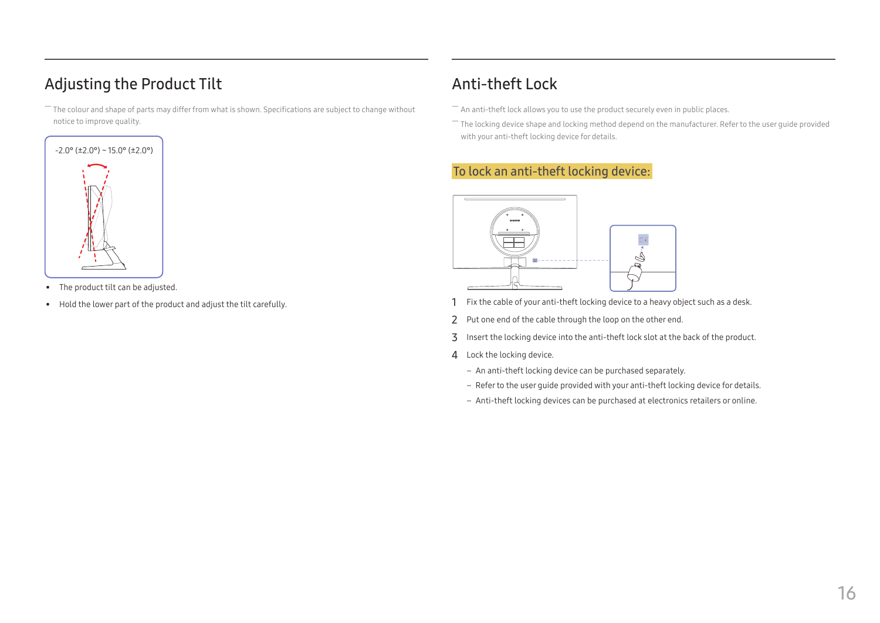## Adjusting the Product Tilt

— The colour and shape of parts may differ from what is shown. Specifications are subject to change without notice to improve quality.

-2.0° (±2.0°) ~ 15.0° (±2.0°)

- The product tilt can be adjusted.
- Hold the lower part of the product and adjust the tilt carefully.

## Anti-theft Lock

— An anti-theft lock allows you to use the product securely even in public places.

— The locking device shape and locking method depend on the manufacturer. Refer to the user guide provided with your anti-theft locking device for details.

### To lock an anti-theft locking device:

1. Fix the cable of your anti-theft locking device to a heavy object such as a desk.
2. Put one end of the cable through the loop on the other end.
3. Insert the locking device into the anti-theft lock slot at the back of the product.
4. Lock the locking device.
   - An anti-theft locking device can be purchased separately.
   - Refer to the user guide provided with your anti-theft locking device for details.
   - Anti-theft locking devices can be purchased at electronics retailers or online.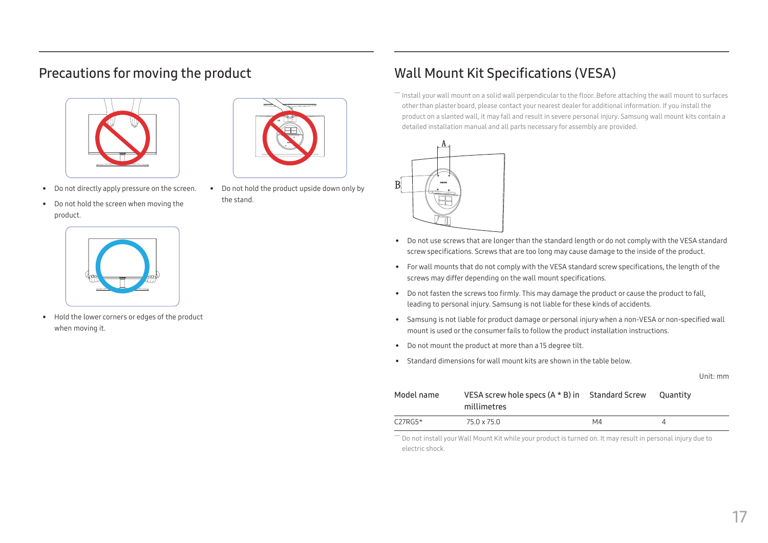## Precautions for moving the product

- Do not directly apply pressure on the screen.
- Do not hold the screen when moving the product.
- Do not hold the product upside down only by the stand.
- Hold the lower corners or edges of the product when moving it.

## Wall Mount Kit Specifications (VESA)

― Install your wall mount on a solid wall perpendicular to the floor. Before attaching the wall mount to surfaces other than plaster board, please contact your nearest dealer for additional information. If you install the product on a slanted wall, it may fall and result in severe personal injury. Samsung wall mount kits contain a detailed installation manual and all parts necessary for assembly are provided.

- Do not use screws that are longer than the standard length or do not comply with the VESA standard screw specifications. Screws that are too long may cause damage to the inside of the product.
- For wall mounts that do not comply with the VESA standard screw specifications, the length of the screws may differ depending on the wall mount specifications.
- Do not fasten the screws too firmly. This may damage the product or cause the product to fall, leading to personal injury. Samsung is not liable for these kinds of accidents.
- Samsung is not liable for product damage or personal injury when a non-VESA or non-specified wall mount is used or the consumer fails to follow the product installation instructions.
- Do not mount the product at more than a 15 degree tilt.
- Standard dimensions for wall mount kits are shown in the table below.

Unit: mm

| Model name | VESA screw hole specs (A * B) in millimetres | Standard Screw | Quantity |
|---|---|---|---|
| C27RG5* | 75.0 x 75.0 | M4 | 4 |

― Do not install your Wall Mount Kit while your product is turned on. It may result in personal injury due to electric shock.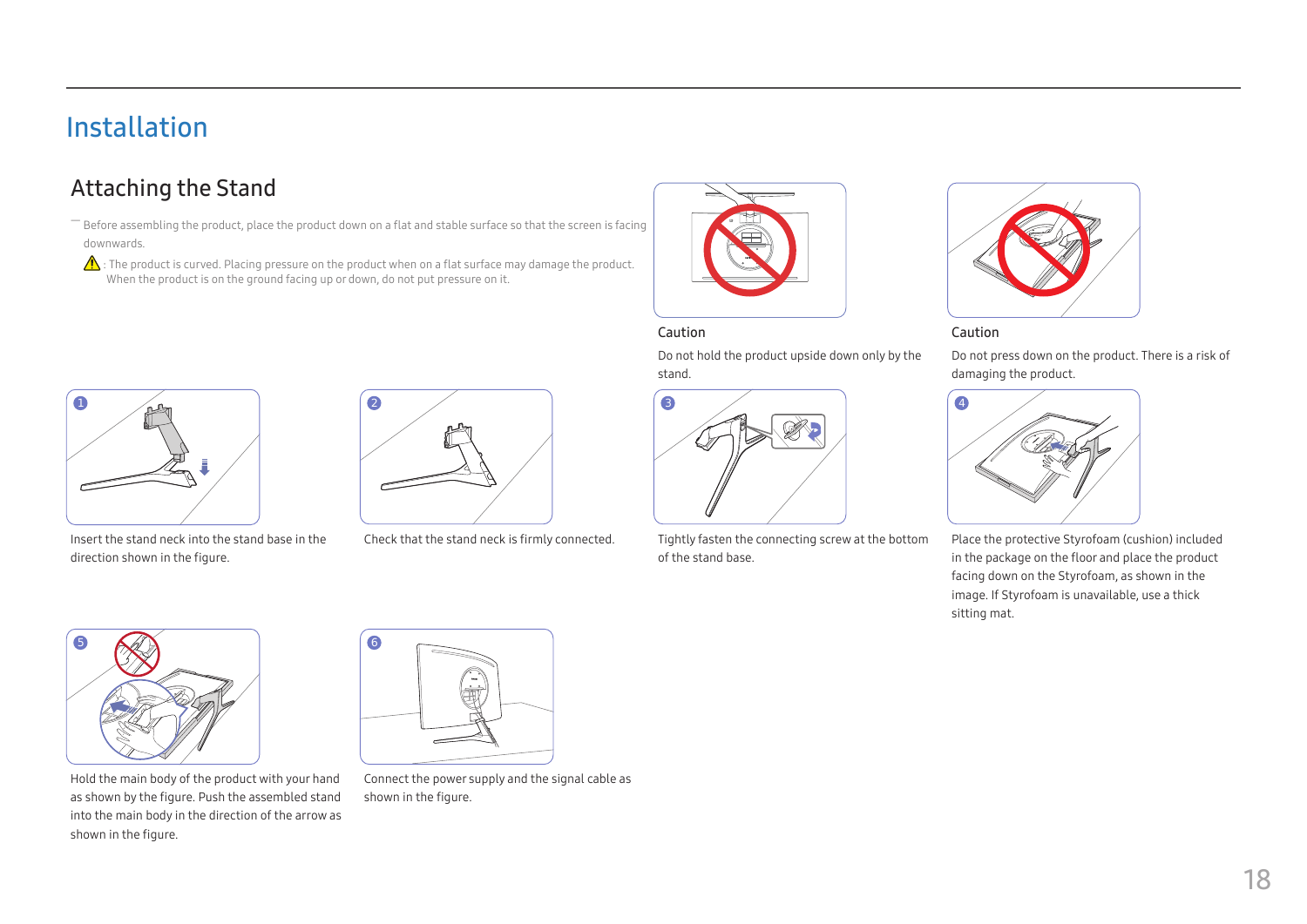# Installation

## Attaching the Stand

― Before assembling the product, place the product down on a flat and stable surface so that the screen is facing downwards.

⚠ : The product is curved. Placing pressure on the product when on a flat surface may damage the product. When the product is on the ground facing up or down, do not put pressure on it.

Caution

Do not hold the product upside down only by the stand.

Caution

Do not press down on the product. There is a risk of damaging the product.

1. Insert the stand neck into the stand base in the direction shown in the figure.

2. Check that the stand neck is firmly connected.

3. Tightly fasten the connecting screw at the bottom of the stand base.

4. Place the protective Styrofoam (cushion) included in the package on the floor and place the product facing down on the Styrofoam, as shown in the image. If Styrofoam is unavailable, use a thick sitting mat.

5. Hold the main body of the product with your hand as shown by the figure. Push the assembled stand into the main body in the direction of the arrow as shown in the figure.

6. Connect the power supply and the signal cable as shown in the figure.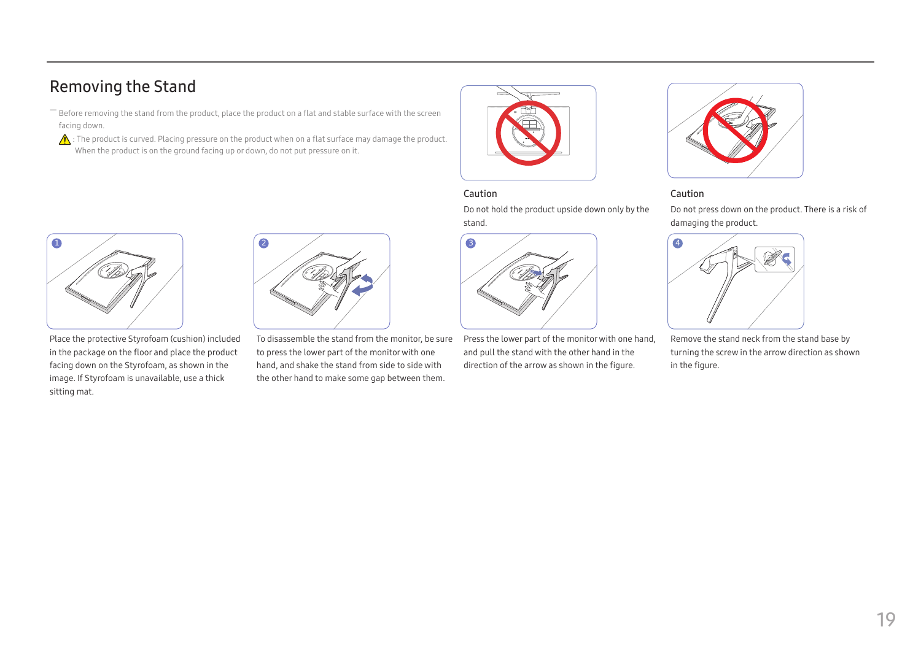## Removing the Stand

― Before removing the stand from the product, place the product on a flat and stable surface with the screen facing down.

⚠ : The product is curved. Placing pressure on the product when on a flat surface may damage the product. When the product is on the ground facing up or down, do not put pressure on it.

Caution

Do not hold the product upside down only by the stand.

Caution

Do not press down on the product. There is a risk of damaging the product.

1. Place the protective Styrofoam (cushion) included in the package on the floor and place the product facing down on the Styrofoam, as shown in the image. If Styrofoam is unavailable, use a thick sitting mat.

2. To disassemble the stand from the monitor, be sure to press the lower part of the monitor with one hand, and shake the stand from side to side with the other hand to make some gap between them.

3. Press the lower part of the monitor with one hand, and pull the stand with the other hand in the direction of the arrow as shown in the figure.

4. Remove the stand neck from the stand base by turning the screw in the arrow direction as shown in the figure.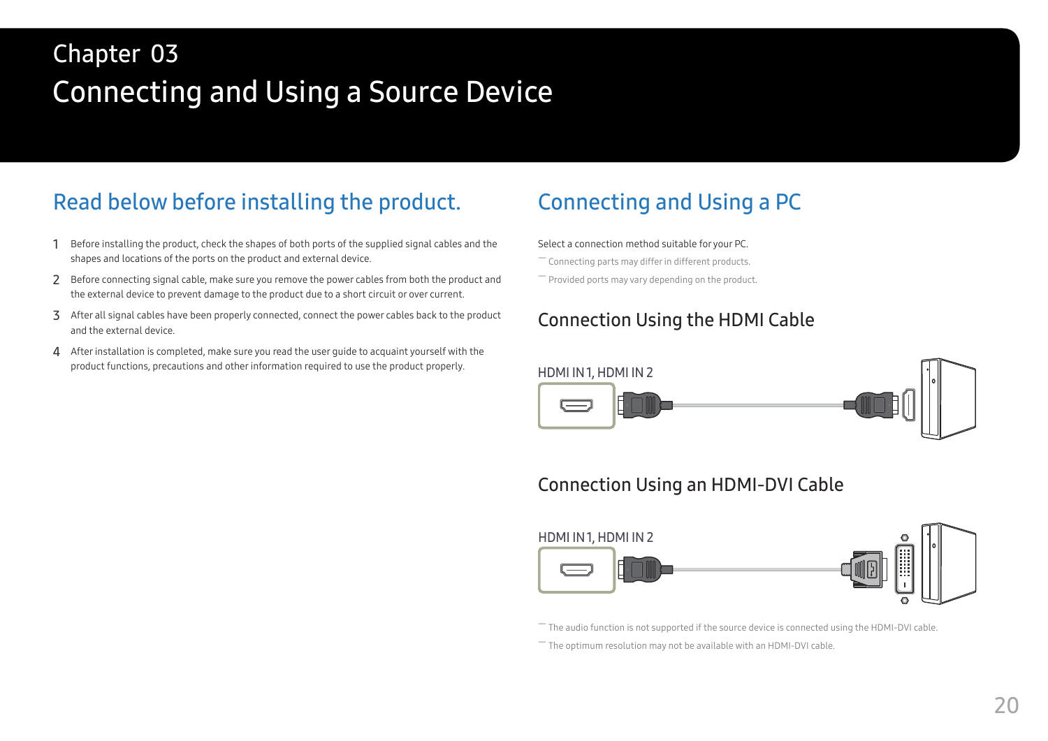Chapter 03

# Connecting and Using a Source Device

## Read below before installing the product.

1. Before installing the product, check the shapes of both ports of the supplied signal cables and the shapes and locations of the ports on the product and external device.
2. Before connecting signal cable, make sure you remove the power cables from both the product and the external device to prevent damage to the product due to a short circuit or over current.
3. After all signal cables have been properly connected, connect the power cables back to the product and the external device.
4. After installation is completed, make sure you read the user guide to acquaint yourself with the product functions, precautions and other information required to use the product properly.

## Connecting and Using a PC

Select a connection method suitable for your PC.

― Connecting parts may differ in different products.

― Provided ports may vary depending on the product.

### Connection Using the HDMI Cable

HDMI IN 1, HDMI IN 2

### Connection Using an HDMI-DVI Cable

HDMI IN 1, HDMI IN 2

― The audio function is not supported if the source device is connected using the HDMI-DVI cable.

― The optimum resolution may not be available with an HDMI-DVI cable.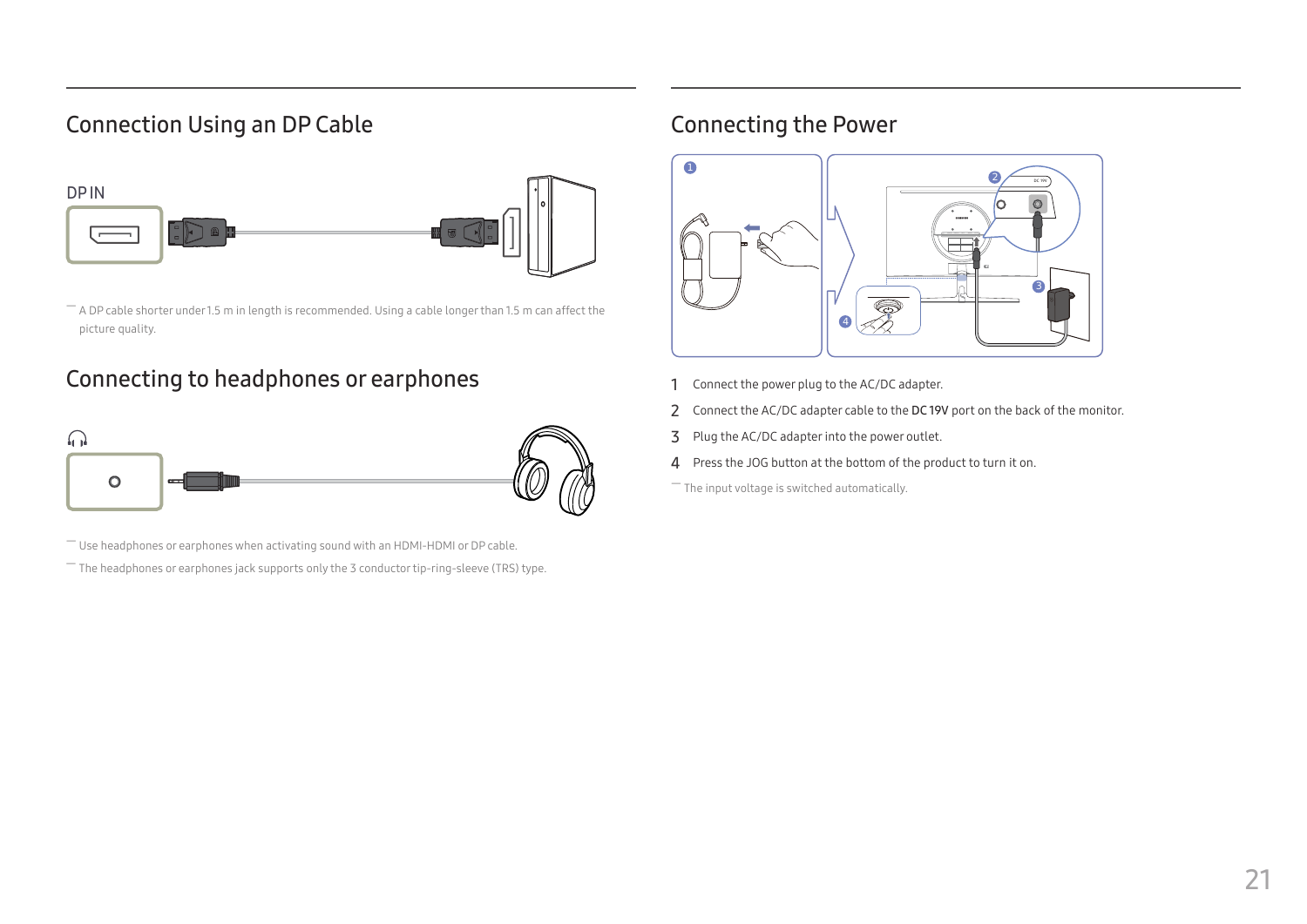## Connection Using an DP Cable

DP IN

― A DP cable shorter under 1.5 m in length is recommended. Using a cable longer than 1.5 m can affect the picture quality.

## Connecting to headphones or earphones

― Use headphones or earphones when activating sound with an HDMI-HDMI or DP cable.

― The headphones or earphones jack supports only the 3 conductor tip-ring-sleeve (TRS) type.

## Connecting the Power

1. Connect the power plug to the AC/DC adapter.
2. Connect the AC/DC adapter cable to the **DC 19V** port on the back of the monitor.
3. Plug the AC/DC adapter into the power outlet.
4. Press the JOG button at the bottom of the product to turn it on.

― The input voltage is switched automatically.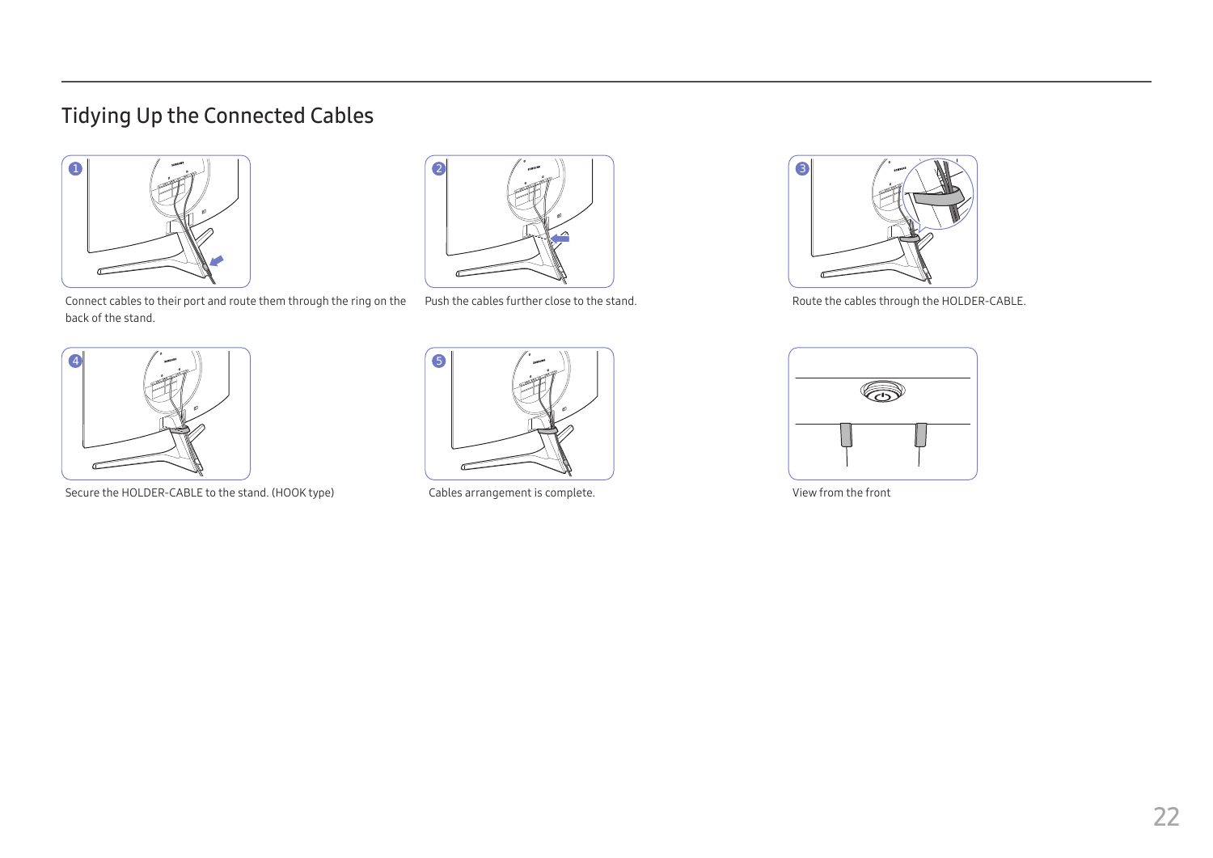## Tidying Up the Connected Cables

1. Connect cables to their port and route them through the ring on the back of the stand.

2. Push the cables further close to the stand.

3. Route the cables through the HOLDER-CABLE.

4. Secure the HOLDER-CABLE to the stand. (HOOK type)

5. Cables arrangement is complete.

View from the front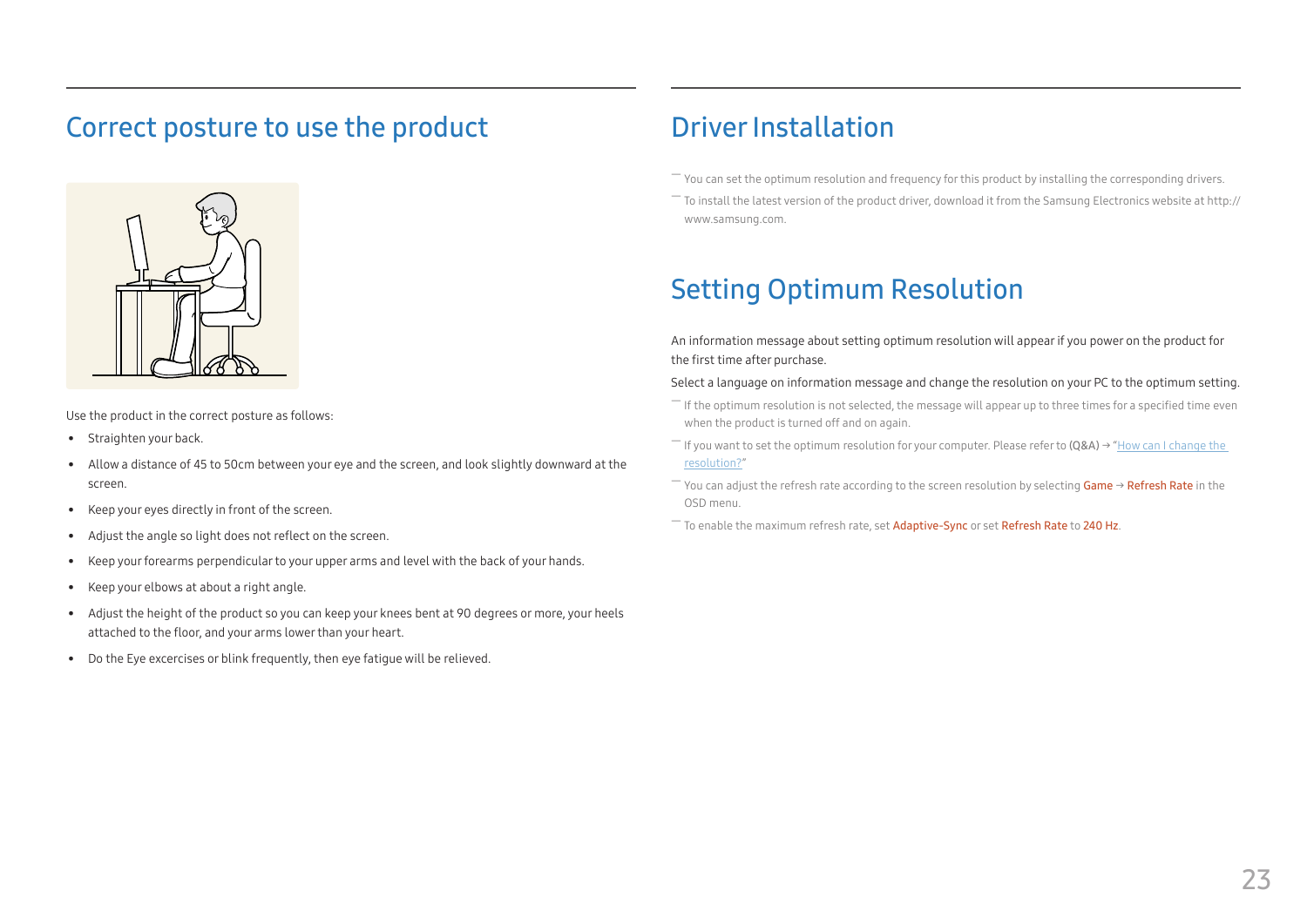## Correct posture to use the product

Use the product in the correct posture as follows:

- Straighten your back.
- Allow a distance of 45 to 50cm between your eye and the screen, and look slightly downward at the screen.
- Keep your eyes directly in front of the screen.
- Adjust the angle so light does not reflect on the screen.
- Keep your forearms perpendicular to your upper arms and level with the back of your hands.
- Keep your elbows at about a right angle.
- Adjust the height of the product so you can keep your knees bent at 90 degrees or more, your heels attached to the floor, and your arms lower than your heart.
- Do the Eye excercises or blink frequently, then eye fatigue will be relieved.

## Driver Installation

― You can set the optimum resolution and frequency for this product by installing the corresponding drivers.

― To install the latest version of the product driver, download it from the Samsung Electronics website at http://www.samsung.com.

## Setting Optimum Resolution

An information message about setting optimum resolution will appear if you power on the product for the first time after purchase.

Select a language on information message and change the resolution on your PC to the optimum setting.

― If the optimum resolution is not selected, the message will appear up to three times for a specified time even when the product is turned off and on again.

― If you want to set the optimum resolution for your computer. Please refer to (Q&A) → "How can I change the resolution?"

― You can adjust the refresh rate according to the screen resolution by selecting Game → Refresh Rate in the OSD menu.

― To enable the maximum refresh rate, set Adaptive-Sync or set Refresh Rate to 240 Hz.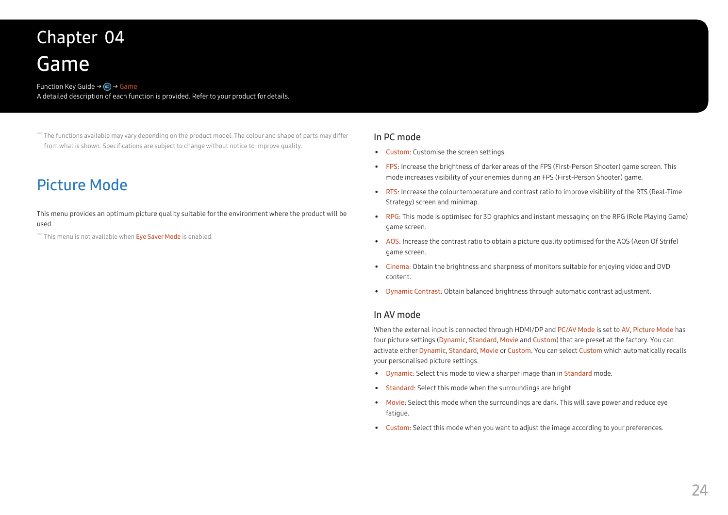# Chapter 04
# Game

Function Key Guide → (icon) → Game

A detailed description of each function is provided. Refer to your product for details.

― The functions available may vary depending on the product model. The colour and shape of parts may differ from what is shown. Specifications are subject to change without notice to improve quality.

## Picture Mode

This menu provides an optimum picture quality suitable for the environment where the product will be used.

― This menu is not available when Eye Saver Mode is enabled.

### In PC mode

- Custom: Customise the screen settings.
- FPS: Increase the brightness of darker areas of the FPS (First-Person Shooter) game screen. This mode increases visibility of your enemies during an FPS (First-Person Shooter) game.
- RTS: Increase the colour temperature and contrast ratio to improve visibility of the RTS (Real-Time Strategy) screen and minimap.
- RPG: This mode is optimised for 3D graphics and instant messaging on the RPG (Role Playing Game) game screen.
- AOS: Increase the contrast ratio to obtain a picture quality optimised for the AOS (Aeon Of Strife) game screen.
- Cinema: Obtain the brightness and sharpness of monitors suitable for enjoying video and DVD content.
- Dynamic Contrast: Obtain balanced brightness through automatic contrast adjustment.

### In AV mode

When the external input is connected through HDMI/DP and PC/AV Mode is set to AV, Picture Mode has four picture settings (Dynamic, Standard, Movie and Custom) that are preset at the factory. You can activate either Dynamic, Standard, Movie or Custom. You can select Custom which automatically recalls your personalised picture settings.

- Dynamic: Select this mode to view a sharper image than in Standard mode.
- Standard: Select this mode when the surroundings are bright.
- Movie: Select this mode when the surroundings are dark. This will save power and reduce eye fatigue.
- Custom: Select this mode when you want to adjust the image according to your preferences.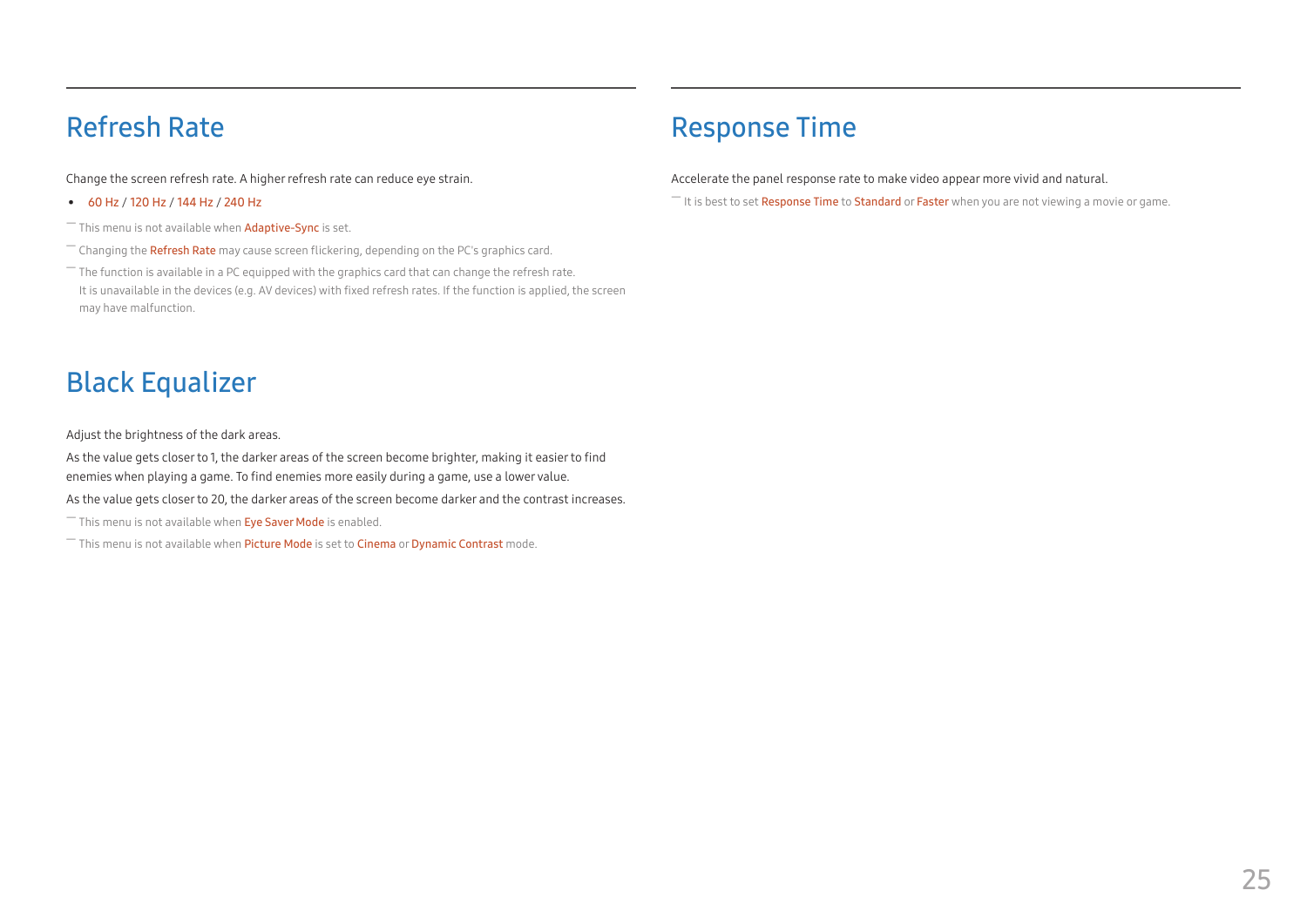## Refresh Rate

Change the screen refresh rate. A higher refresh rate can reduce eye strain.

- 60 Hz / 120 Hz / 144 Hz / 240 Hz

― This menu is not available when Adaptive-Sync is set.

― Changing the Refresh Rate may cause screen flickering, depending on the PC's graphics card.

― The function is available in a PC equipped with the graphics card that can change the refresh rate.
It is unavailable in the devices (e.g. AV devices) with fixed refresh rates. If the function is applied, the screen may have malfunction.

## Black Equalizer

Adjust the brightness of the dark areas.

As the value gets closer to 1, the darker areas of the screen become brighter, making it easier to find enemies when playing a game. To find enemies more easily during a game, use a lower value.

As the value gets closer to 20, the darker areas of the screen become darker and the contrast increases.

― This menu is not available when Eye Saver Mode is enabled.

― This menu is not available when Picture Mode is set to Cinema or Dynamic Contrast mode.

## Response Time

Accelerate the panel response rate to make video appear more vivid and natural.

― It is best to set Response Time to Standard or Faster when you are not viewing a movie or game.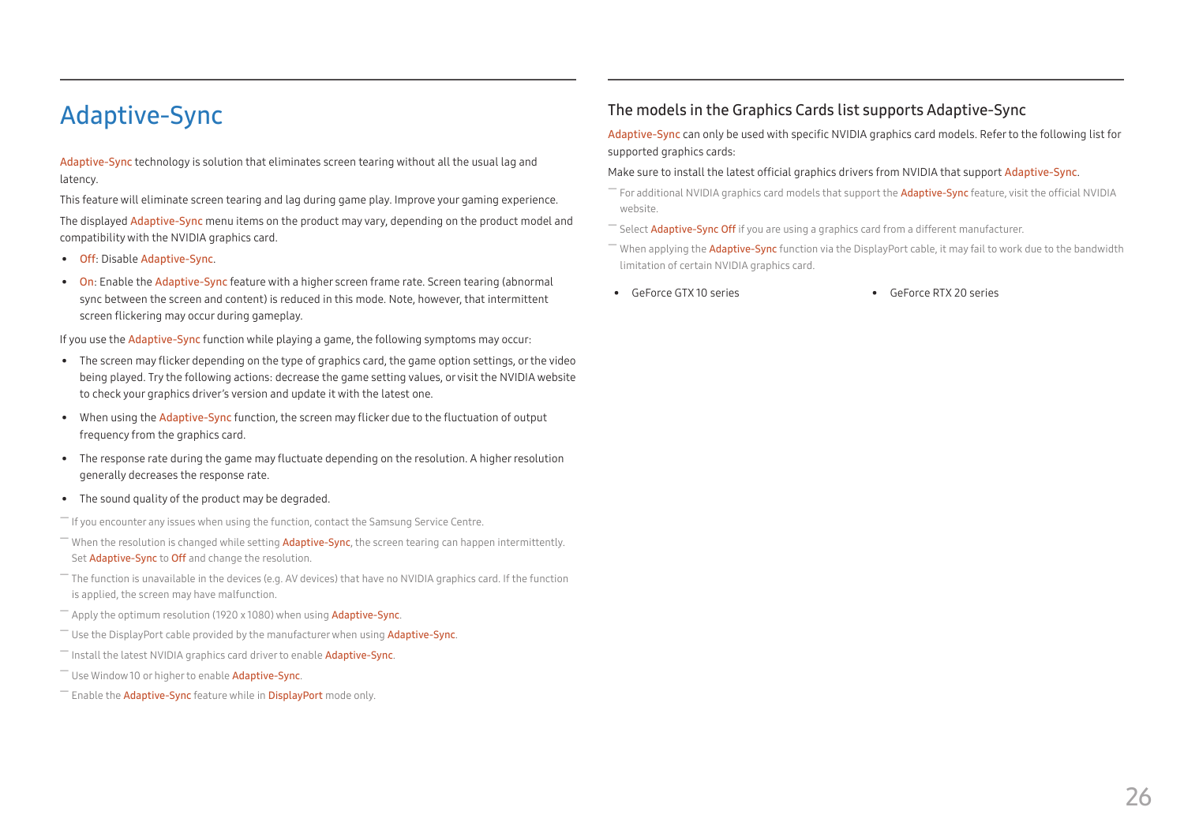# Adaptive-Sync

Adaptive-Sync technology is solution that eliminates screen tearing without all the usual lag and latency.

This feature will eliminate screen tearing and lag during game play. Improve your gaming experience.

The displayed Adaptive-Sync menu items on the product may vary, depending on the product model and compatibility with the NVIDIA graphics card.

- Off: Disable Adaptive-Sync.
- On: Enable the Adaptive-Sync feature with a higher screen frame rate. Screen tearing (abnormal sync between the screen and content) is reduced in this mode. Note, however, that intermittent screen flickering may occur during gameplay.

If you use the Adaptive-Sync function while playing a game, the following symptoms may occur:

- The screen may flicker depending on the type of graphics card, the game option settings, or the video being played. Try the following actions: decrease the game setting values, or visit the NVIDIA website to check your graphics driver's version and update it with the latest one.
- When using the Adaptive-Sync function, the screen may flicker due to the fluctuation of output frequency from the graphics card.
- The response rate during the game may fluctuate depending on the resolution. A higher resolution generally decreases the response rate.
- The sound quality of the product may be degraded.

― If you encounter any issues when using the function, contact the Samsung Service Centre.

― When the resolution is changed while setting Adaptive-Sync, the screen tearing can happen intermittently. Set Adaptive-Sync to Off and change the resolution.

― The function is unavailable in the devices (e.g. AV devices) that have no NVIDIA graphics card. If the function is applied, the screen may have malfunction.

― Apply the optimum resolution (1920 x 1080) when using Adaptive-Sync.

― Use the DisplayPort cable provided by the manufacturer when using Adaptive-Sync.

― Install the latest NVIDIA graphics card driver to enable Adaptive-Sync.

― Use Window 10 or higher to enable Adaptive-Sync.

― Enable the Adaptive-Sync feature while in DisplayPort mode only.

## The models in the Graphics Cards list supports Adaptive-Sync

Adaptive-Sync can only be used with specific NVIDIA graphics card models. Refer to the following list for supported graphics cards:

Make sure to install the latest official graphics drivers from NVIDIA that support Adaptive-Sync.

― For additional NVIDIA graphics card models that support the Adaptive-Sync feature, visit the official NVIDIA website.

― Select Adaptive-Sync Off if you are using a graphics card from a different manufacturer.

― When applying the Adaptive-Sync function via the DisplayPort cable, it may fail to work due to the bandwidth limitation of certain NVIDIA graphics card.

- GeForce GTX 10 series
- GeForce RTX 20 series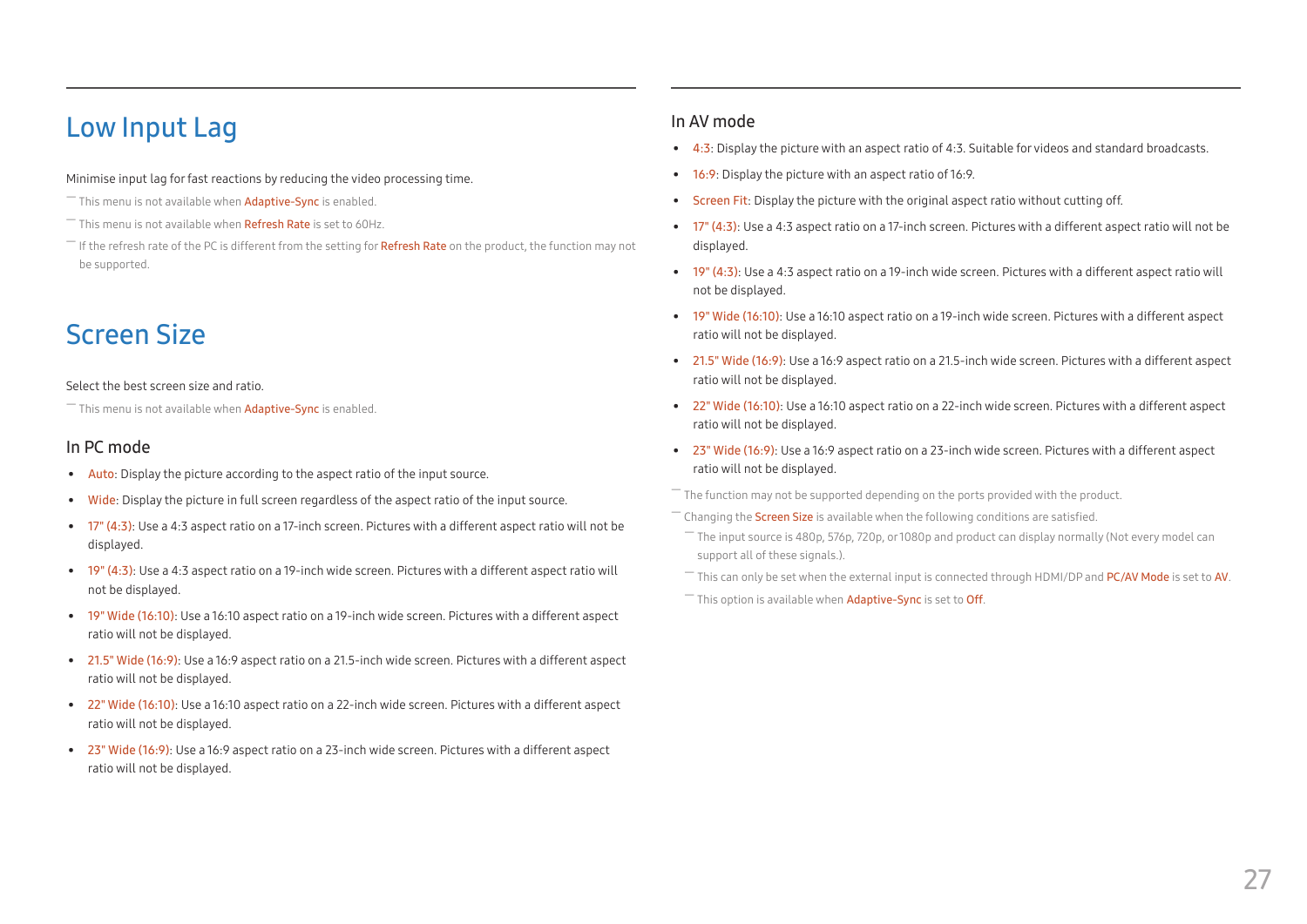# Low Input Lag

Minimise input lag for fast reactions by reducing the video processing time.

― This menu is not available when Adaptive-Sync is enabled.

― This menu is not available when Refresh Rate is set to 60Hz.

― If the refresh rate of the PC is different from the setting for Refresh Rate on the product, the function may not be supported.

# Screen Size

Select the best screen size and ratio.

― This menu is not available when Adaptive-Sync is enabled.

## In PC mode

- Auto: Display the picture according to the aspect ratio of the input source.
- Wide: Display the picture in full screen regardless of the aspect ratio of the input source.
- 17" (4:3): Use a 4:3 aspect ratio on a 17-inch screen. Pictures with a different aspect ratio will not be displayed.
- 19" (4:3): Use a 4:3 aspect ratio on a 19-inch wide screen. Pictures with a different aspect ratio will not be displayed.
- 19" Wide (16:10): Use a 16:10 aspect ratio on a 19-inch wide screen. Pictures with a different aspect ratio will not be displayed.
- 21.5" Wide (16:9): Use a 16:9 aspect ratio on a 21.5-inch wide screen. Pictures with a different aspect ratio will not be displayed.
- 22" Wide (16:10): Use a 16:10 aspect ratio on a 22-inch wide screen. Pictures with a different aspect ratio will not be displayed.
- 23" Wide (16:9): Use a 16:9 aspect ratio on a 23-inch wide screen. Pictures with a different aspect ratio will not be displayed.

## In AV mode

- 4:3: Display the picture with an aspect ratio of 4:3. Suitable for videos and standard broadcasts.
- 16:9: Display the picture with an aspect ratio of 16:9.
- Screen Fit: Display the picture with the original aspect ratio without cutting off.
- 17" (4:3): Use a 4:3 aspect ratio on a 17-inch screen. Pictures with a different aspect ratio will not be displayed.
- 19" (4:3): Use a 4:3 aspect ratio on a 19-inch wide screen. Pictures with a different aspect ratio will not be displayed.
- 19" Wide (16:10): Use a 16:10 aspect ratio on a 19-inch wide screen. Pictures with a different aspect ratio will not be displayed.
- 21.5" Wide (16:9): Use a 16:9 aspect ratio on a 21.5-inch wide screen. Pictures with a different aspect ratio will not be displayed.
- 22" Wide (16:10): Use a 16:10 aspect ratio on a 22-inch wide screen. Pictures with a different aspect ratio will not be displayed.
- 23" Wide (16:9): Use a 16:9 aspect ratio on a 23-inch wide screen. Pictures with a different aspect ratio will not be displayed.

― The function may not be supported depending on the ports provided with the product.

― Changing the Screen Size is available when the following conditions are satisfied.

  ― The input source is 480p, 576p, 720p, or 1080p and product can display normally (Not every model can support all of these signals.).

  ― This can only be set when the external input is connected through HDMI/DP and PC/AV Mode is set to AV.

  ― This option is available when Adaptive-Sync is set to Off.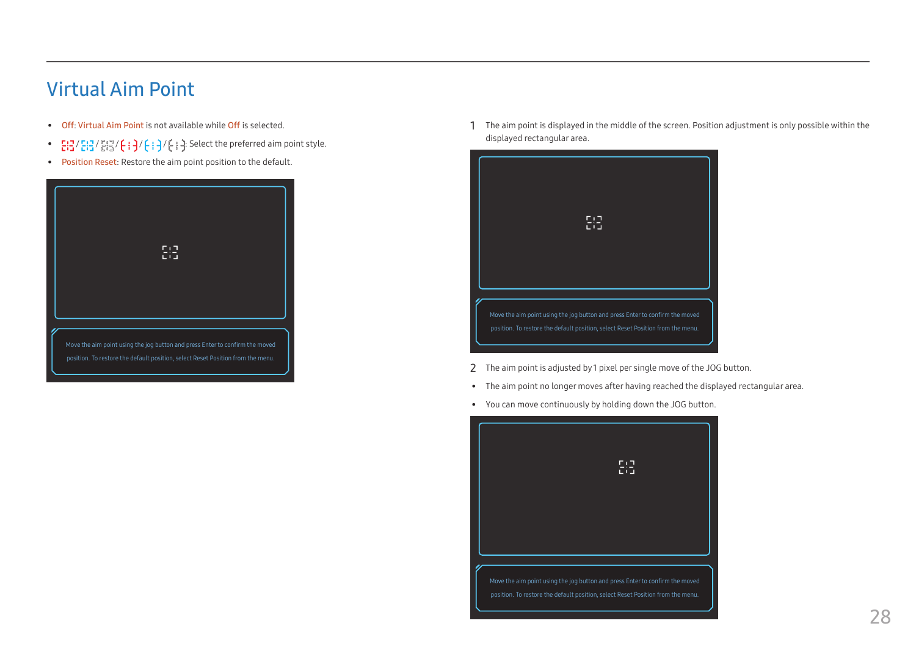# Virtual Aim Point

- Off: Virtual Aim Point is not available while Off is selected.
- / / / / / : Select the preferred aim point style.
- Position Reset: Restore the aim point position to the default.

Move the aim point using the jog button and press Enter to confirm the moved position. To restore the default position, select Reset Position from the menu.

1 The aim point is displayed in the middle of the screen. Position adjustment is only possible within the displayed rectangular area.

Move the aim point using the jog button and press Enter to confirm the moved position. To restore the default position, select Reset Position from the menu.

2 The aim point is adjusted by 1 pixel per single move of the JOG button.

- The aim point no longer moves after having reached the displayed rectangular area.
- You can move continuously by holding down the JOG button.

Move the aim point using the jog button and press Enter to confirm the moved position. To restore the default position, select Reset Position from the menu.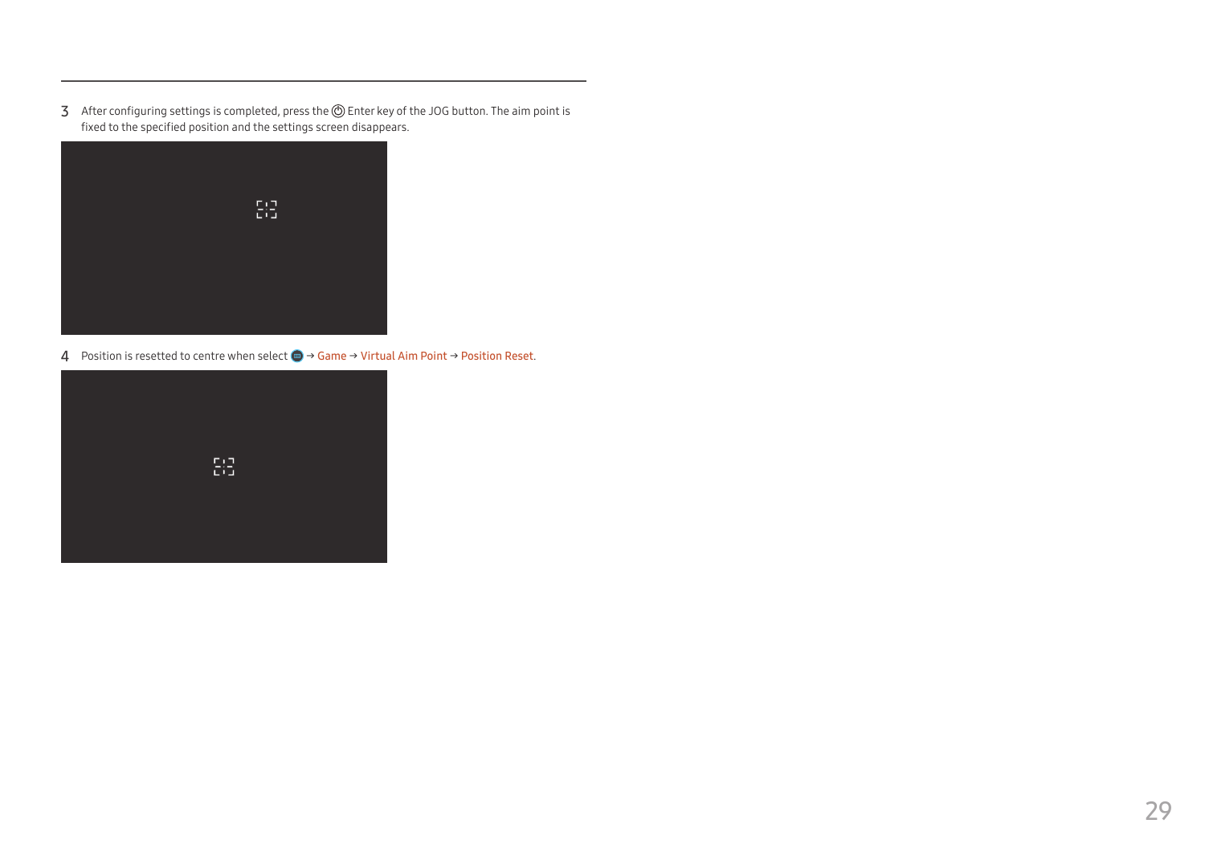3 After configuring settings is completed, press the Enter key of the JOG button. The aim point is fixed to the specified position and the settings screen disappears.

4 Position is resetted to centre when select → Game → Virtual Aim Point → Position Reset.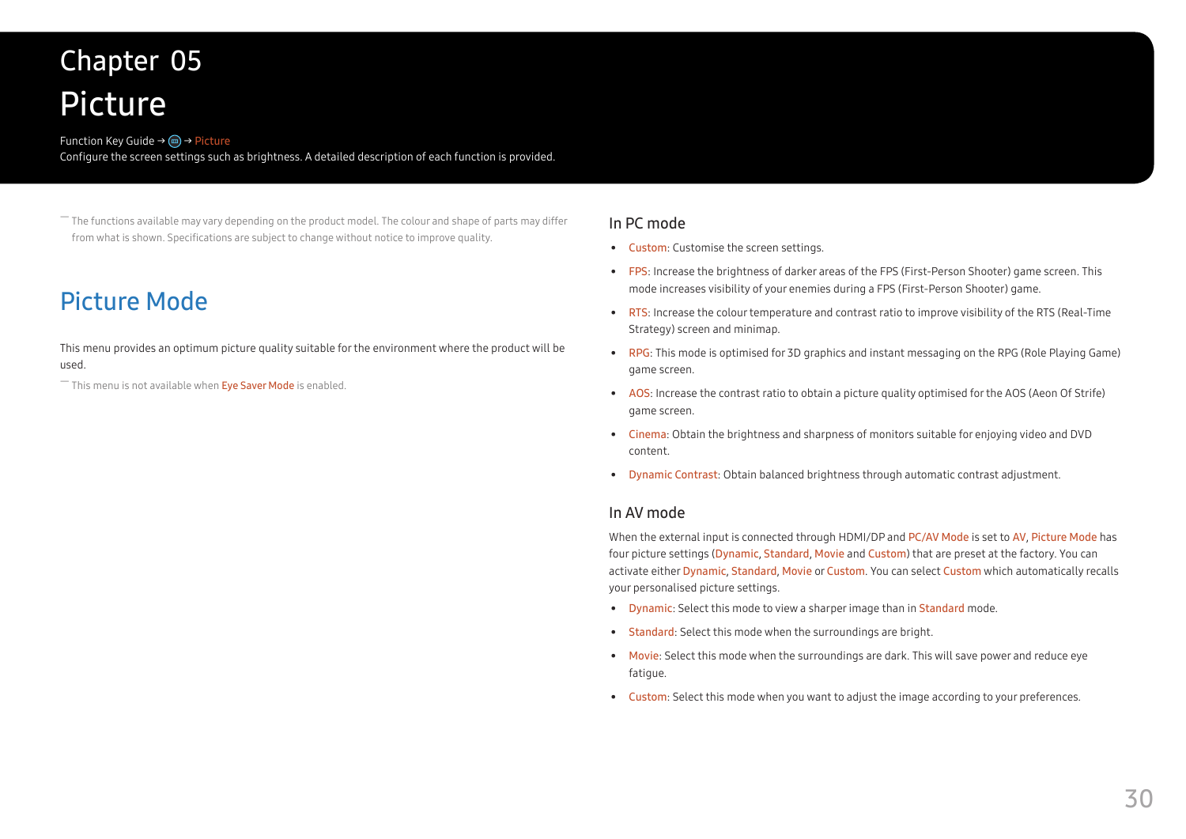# Chapter 05

# Picture

Function Key Guide → (icon) → Picture

Configure the screen settings such as brightness. A detailed description of each function is provided.

― The functions available may vary depending on the product model. The colour and shape of parts may differ from what is shown. Specifications are subject to change without notice to improve quality.

## Picture Mode

This menu provides an optimum picture quality suitable for the environment where the product will be used.

― This menu is not available when Eye Saver Mode is enabled.

### In PC mode

- Custom: Customise the screen settings.
- FPS: Increase the brightness of darker areas of the FPS (First-Person Shooter) game screen. This mode increases visibility of your enemies during a FPS (First-Person Shooter) game.
- RTS: Increase the colour temperature and contrast ratio to improve visibility of the RTS (Real-Time Strategy) screen and minimap.
- RPG: This mode is optimised for 3D graphics and instant messaging on the RPG (Role Playing Game) game screen.
- AOS: Increase the contrast ratio to obtain a picture quality optimised for the AOS (Aeon Of Strife) game screen.
- Cinema: Obtain the brightness and sharpness of monitors suitable for enjoying video and DVD content.
- Dynamic Contrast: Obtain balanced brightness through automatic contrast adjustment.

### In AV mode

When the external input is connected through HDMI/DP and PC/AV Mode is set to AV, Picture Mode has four picture settings (Dynamic, Standard, Movie and Custom) that are preset at the factory. You can activate either Dynamic, Standard, Movie or Custom. You can select Custom which automatically recalls your personalised picture settings.

- Dynamic: Select this mode to view a sharper image than in Standard mode.
- Standard: Select this mode when the surroundings are bright.
- Movie: Select this mode when the surroundings are dark. This will save power and reduce eye fatigue.
- Custom: Select this mode when you want to adjust the image according to your preferences.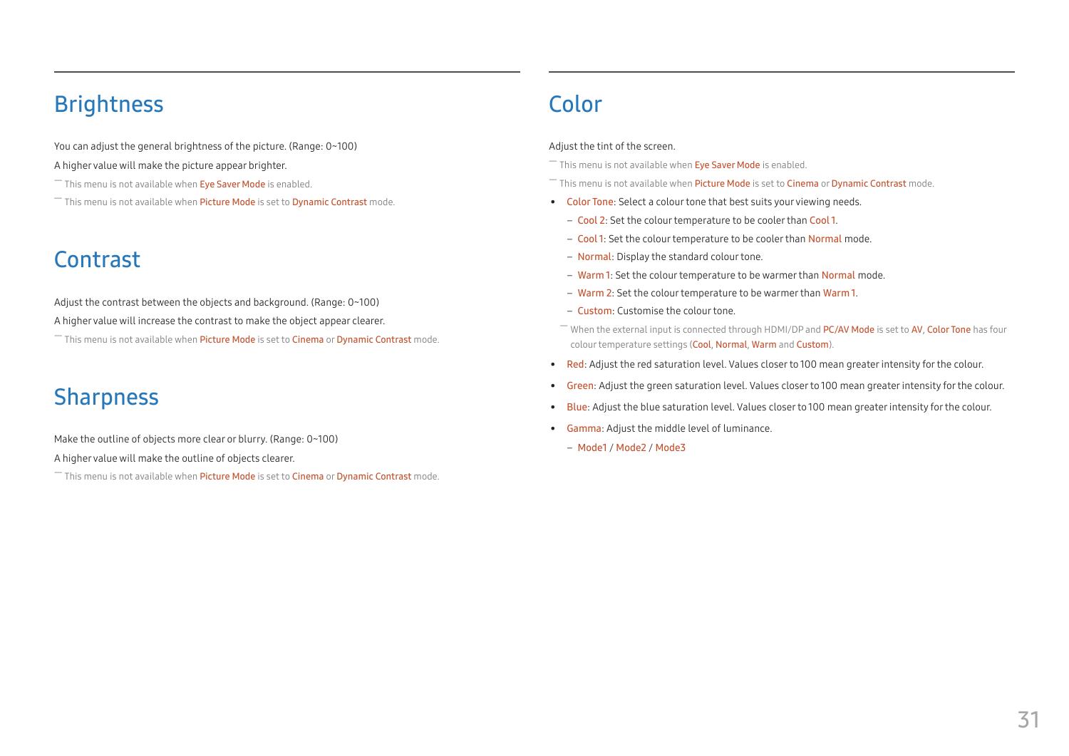## Brightness

You can adjust the general brightness of the picture. (Range: 0~100)

A higher value will make the picture appear brighter.

― This menu is not available when Eye Saver Mode is enabled.

― This menu is not available when Picture Mode is set to Dynamic Contrast mode.

## Contrast

Adjust the contrast between the objects and background. (Range: 0~100)

A higher value will increase the contrast to make the object appear clearer.

― This menu is not available when Picture Mode is set to Cinema or Dynamic Contrast mode.

## Sharpness

Make the outline of objects more clear or blurry. (Range: 0~100)

A higher value will make the outline of objects clearer.

― This menu is not available when Picture Mode is set to Cinema or Dynamic Contrast mode.

## Color

Adjust the tint of the screen.

― This menu is not available when Eye Saver Mode is enabled.

― This menu is not available when Picture Mode is set to Cinema or Dynamic Contrast mode.

- Color Tone: Select a colour tone that best suits your viewing needs.
  - Cool 2: Set the colour temperature to be cooler than Cool 1.
  - Cool 1: Set the colour temperature to be cooler than Normal mode.
  - Normal: Display the standard colour tone.
  - Warm 1: Set the colour temperature to be warmer than Normal mode.
  - Warm 2: Set the colour temperature to be warmer than Warm 1.
  - Custom: Customise the colour tone.

  ― When the external input is connected through HDMI/DP and PC/AV Mode is set to AV, Color Tone has four colour temperature settings (Cool, Normal, Warm and Custom).
- Red: Adjust the red saturation level. Values closer to 100 mean greater intensity for the colour.
- Green: Adjust the green saturation level. Values closer to 100 mean greater intensity for the colour.
- Blue: Adjust the blue saturation level. Values closer to 100 mean greater intensity for the colour.
- Gamma: Adjust the middle level of luminance.
  - Mode1 / Mode2 / Mode3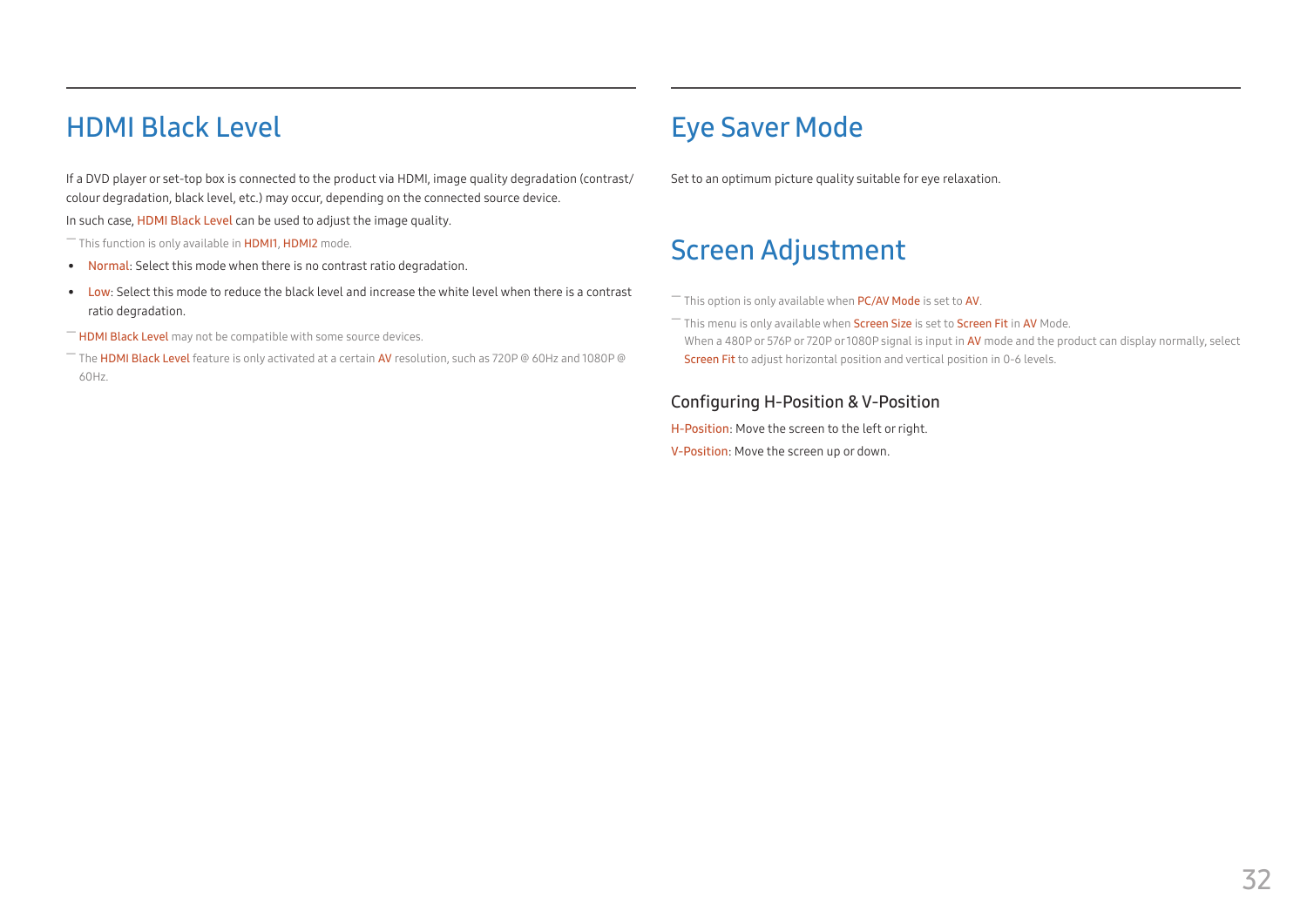# HDMI Black Level

If a DVD player or set-top box is connected to the product via HDMI, image quality degradation (contrast/colour degradation, black level, etc.) may occur, depending on the connected source device.

In such case, HDMI Black Level can be used to adjust the image quality.

― This function is only available in HDMI1, HDMI2 mode.

- Normal: Select this mode when there is no contrast ratio degradation.
- Low: Select this mode to reduce the black level and increase the white level when there is a contrast ratio degradation.

― HDMI Black Level may not be compatible with some source devices.

― The HDMI Black Level feature is only activated at a certain AV resolution, such as 720P @ 60Hz and 1080P @ 60Hz.

# Eye Saver Mode

Set to an optimum picture quality suitable for eye relaxation.

# Screen Adjustment

― This option is only available when PC/AV Mode is set to AV.

― This menu is only available when Screen Size is set to Screen Fit in AV Mode.
When a 480P or 576P or 720P or 1080P signal is input in AV mode and the product can display normally, select Screen Fit to adjust horizontal position and vertical position in 0-6 levels.

## Configuring H-Position & V-Position

H-Position: Move the screen to the left or right.

V-Position: Move the screen up or down.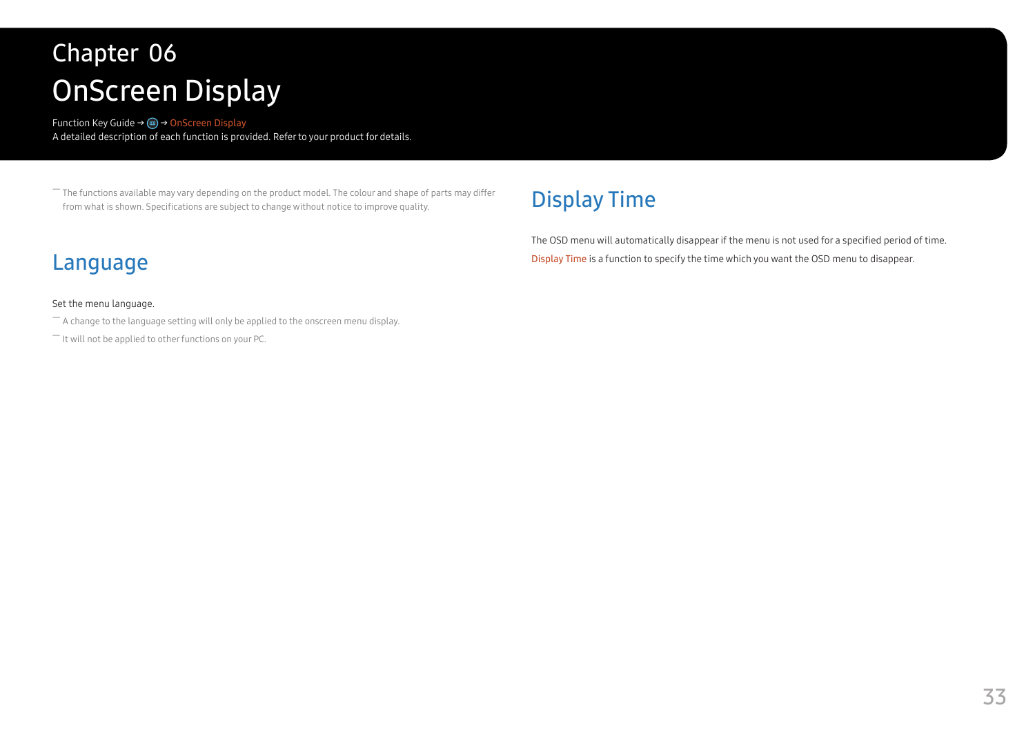# Chapter 06
# OnScreen Display

Function Key Guide → (icon) → OnScreen Display

A detailed description of each function is provided. Refer to your product for details.

― The functions available may vary depending on the product model. The colour and shape of parts may differ from what is shown. Specifications are subject to change without notice to improve quality.

## Language

Set the menu language.

― A change to the language setting will only be applied to the onscreen menu display.

― It will not be applied to other functions on your PC.

## Display Time

The OSD menu will automatically disappear if the menu is not used for a specified period of time.

Display Time is a function to specify the time which you want the OSD menu to disappear.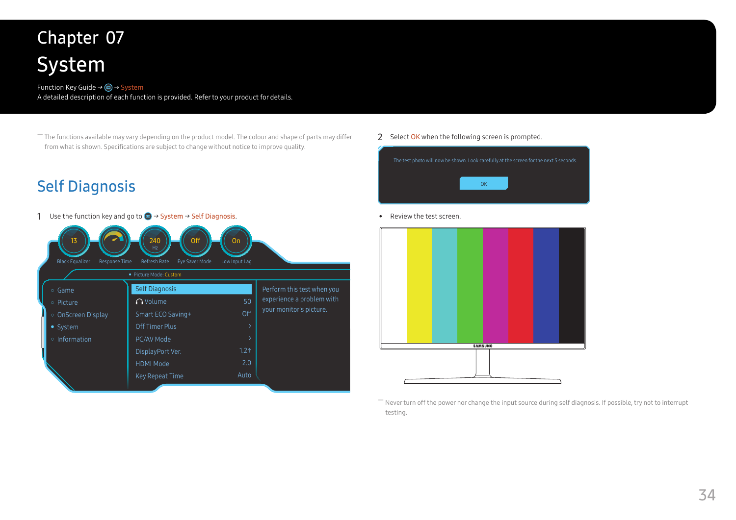# Chapter 07
# System

Function Key Guide → (icon) → System

A detailed description of each function is provided. Refer to your product for details.

― The functions available may vary depending on the product model. The colour and shape of parts may differ from what is shown. Specifications are subject to change without notice to improve quality.

## Self Diagnosis

1 Use the function key and go to (icon) → System → Self Diagnosis.

2 Select OK when the following screen is prompted.

- Review the test screen.

― Never turn off the power nor change the input source during self diagnosis. If possible, try not to interrupt testing.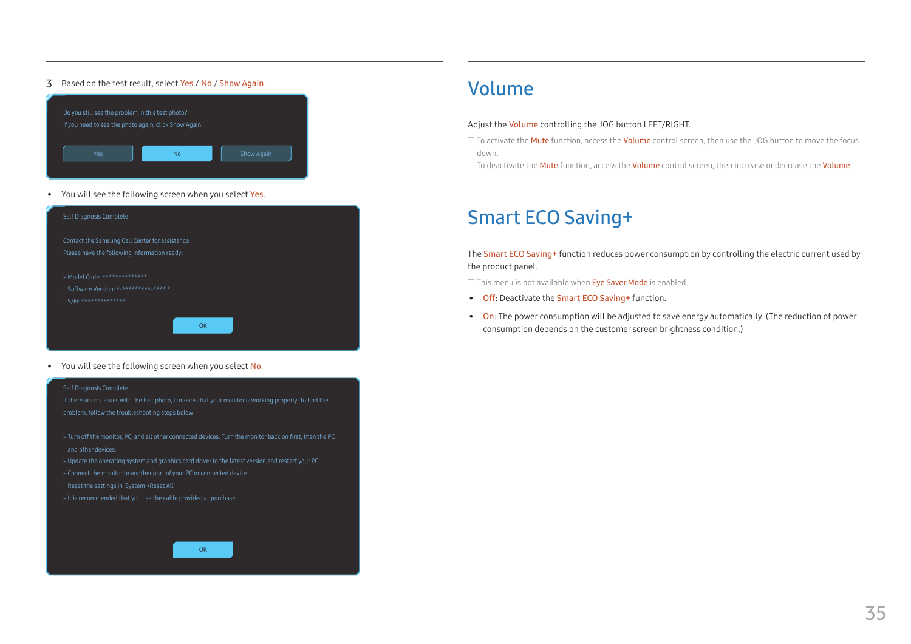3 Based on the test result, select Yes / No / Show Again.

Do you still see the problem in this test photo?

If you need to see the photo again, click Show Again.

Yes | No | Show Again

- You will see the following screen when you select Yes.

Self Diagnosis Complete

Contact the Samsung Call Center for assistance.

Please have the following information ready:

- Model Code: **************
- Software Version: *-*********-****.*
- S/N: **************

OK

- You will see the following screen when you select No.

Self Diagnosis Complete

If there are no issues with the test photo, it means that your monitor is working properly. To find the problem, follow the troubleshooting steps below:

- Turn off the monitor, PC, and all other connected devices. Turn the monitor back on first, then the PC and other devices.
- Update the operating system and graphics card driver to the latest version and restart your PC.
- Connect the monitor to another port of your PC or connected device.
- Reset the settings in 'System→Reset All'
- It is recommended that you use the cable provided at purchase.

OK

# Volume

Adjust the Volume controlling the JOG button LEFT/RIGHT.

― To activate the Mute function, access the Volume control screen, then use the JOG button to move the focus down.

To deactivate the Mute function, access the Volume control screen, then increase or decrease the Volume.

# Smart ECO Saving+

The Smart ECO Saving+ function reduces power consumption by controlling the electric current used by the product panel.

― This menu is not available when Eye Saver Mode is enabled.

- Off: Deactivate the Smart ECO Saving+ function.
- On: The power consumption will be adjusted to save energy automatically. (The reduction of power consumption depends on the customer screen brightness condition.)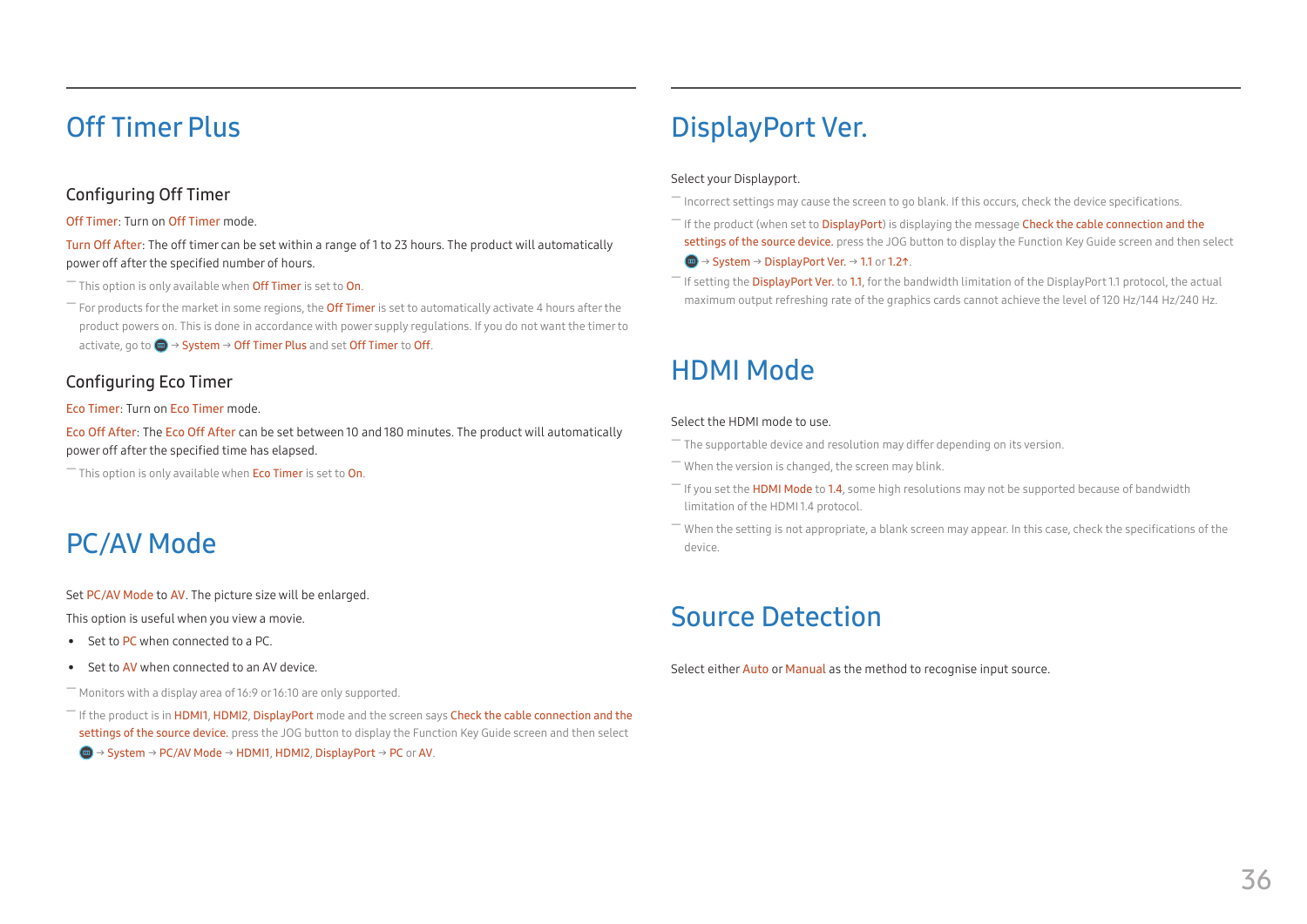# Off Timer Plus

## Configuring Off Timer

Off Timer: Turn on Off Timer mode.

Turn Off After: The off timer can be set within a range of 1 to 23 hours. The product will automatically power off after the specified number of hours.

― This option is only available when Off Timer is set to On.

― For products for the market in some regions, the Off Timer is set to automatically activate 4 hours after the product powers on. This is done in accordance with power supply regulations. If you do not want the timer to activate, go to → System → Off Timer Plus and set Off Timer to Off.

## Configuring Eco Timer

Eco Timer: Turn on Eco Timer mode.

Eco Off After: The Eco Off After can be set between 10 and 180 minutes. The product will automatically power off after the specified time has elapsed.

― This option is only available when Eco Timer is set to On.

# PC/AV Mode

Set PC/AV Mode to AV. The picture size will be enlarged.

This option is useful when you view a movie.

- Set to PC when connected to a PC.
- Set to AV when connected to an AV device.

― Monitors with a display area of 16:9 or 16:10 are only supported.

― If the product is in HDMI1, HDMI2, DisplayPort mode and the screen says Check the cable connection and the settings of the source device. press the JOG button to display the Function Key Guide screen and then select → System → PC/AV Mode → HDMI1, HDMI2, DisplayPort → PC or AV.

# DisplayPort Ver.

Select your Displayport.

― Incorrect settings may cause the screen to go blank. If this occurs, check the device specifications.

― If the product (when set to DisplayPort) is displaying the message Check the cable connection and the settings of the source device. press the JOG button to display the Function Key Guide screen and then select → System → DisplayPort Ver. → 1.1 or 1.2↑.

― If setting the DisplayPort Ver. to 1.1, for the bandwidth limitation of the DisplayPort 1.1 protocol, the actual maximum output refreshing rate of the graphics cards cannot achieve the level of 120 Hz/144 Hz/240 Hz.

# HDMI Mode

Select the HDMI mode to use.

― The supportable device and resolution may differ depending on its version.

― When the version is changed, the screen may blink.

― If you set the HDMI Mode to 1.4, some high resolutions may not be supported because of bandwidth limitation of the HDMI 1.4 protocol.

― When the setting is not appropriate, a blank screen may appear. In this case, check the specifications of the device.

# Source Detection

Select either Auto or Manual as the method to recognise input source.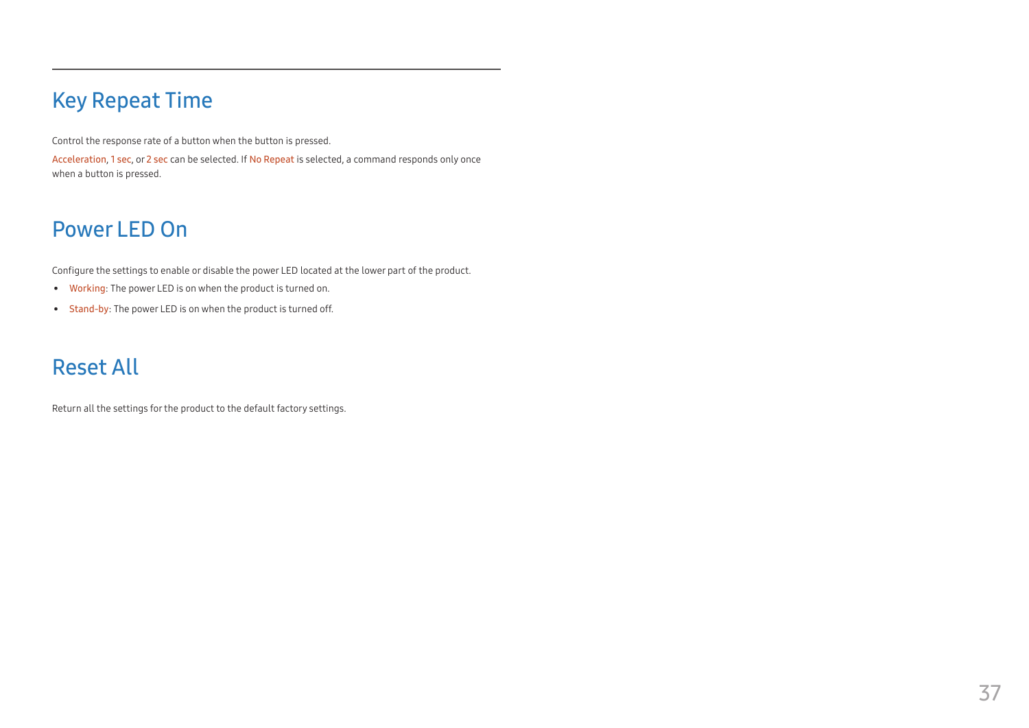## Key Repeat Time

Control the response rate of a button when the button is pressed.

Acceleration, 1 sec, or 2 sec can be selected. If No Repeat is selected, a command responds only once when a button is pressed.

## Power LED On

Configure the settings to enable or disable the power LED located at the lower part of the product.

- Working: The power LED is on when the product is turned on.
- Stand-by: The power LED is on when the product is turned off.

## Reset All

Return all the settings for the product to the default factory settings.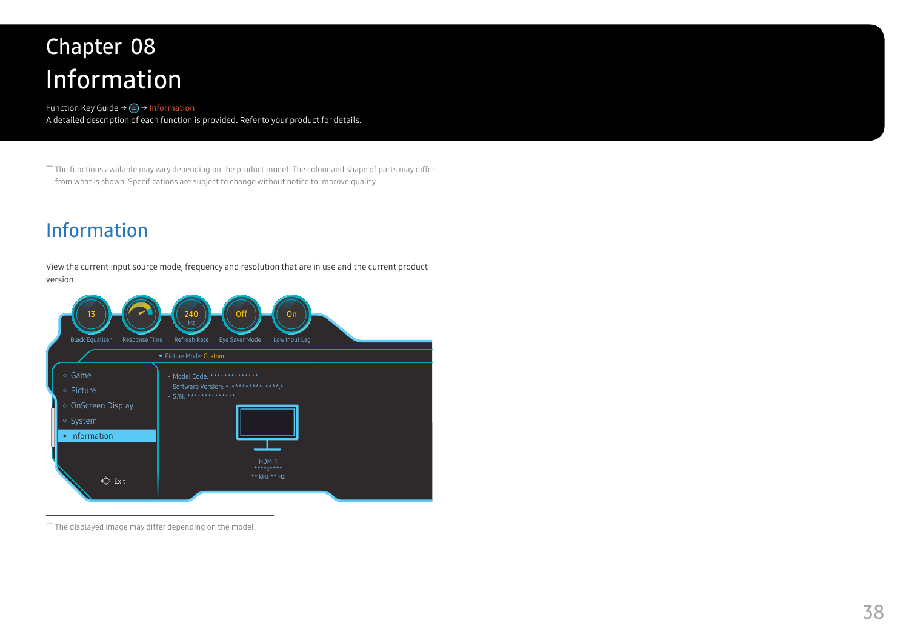# Chapter 08
# Information

Function Key Guide → (icon) → Information

A detailed description of each function is provided. Refer to your product for details.

― The functions available may vary depending on the product model. The colour and shape of parts may differ from what is shown. Specifications are subject to change without notice to improve quality.

## Information

View the current input source mode, frequency and resolution that are in use and the current product version.

― The displayed image may differ depending on the model.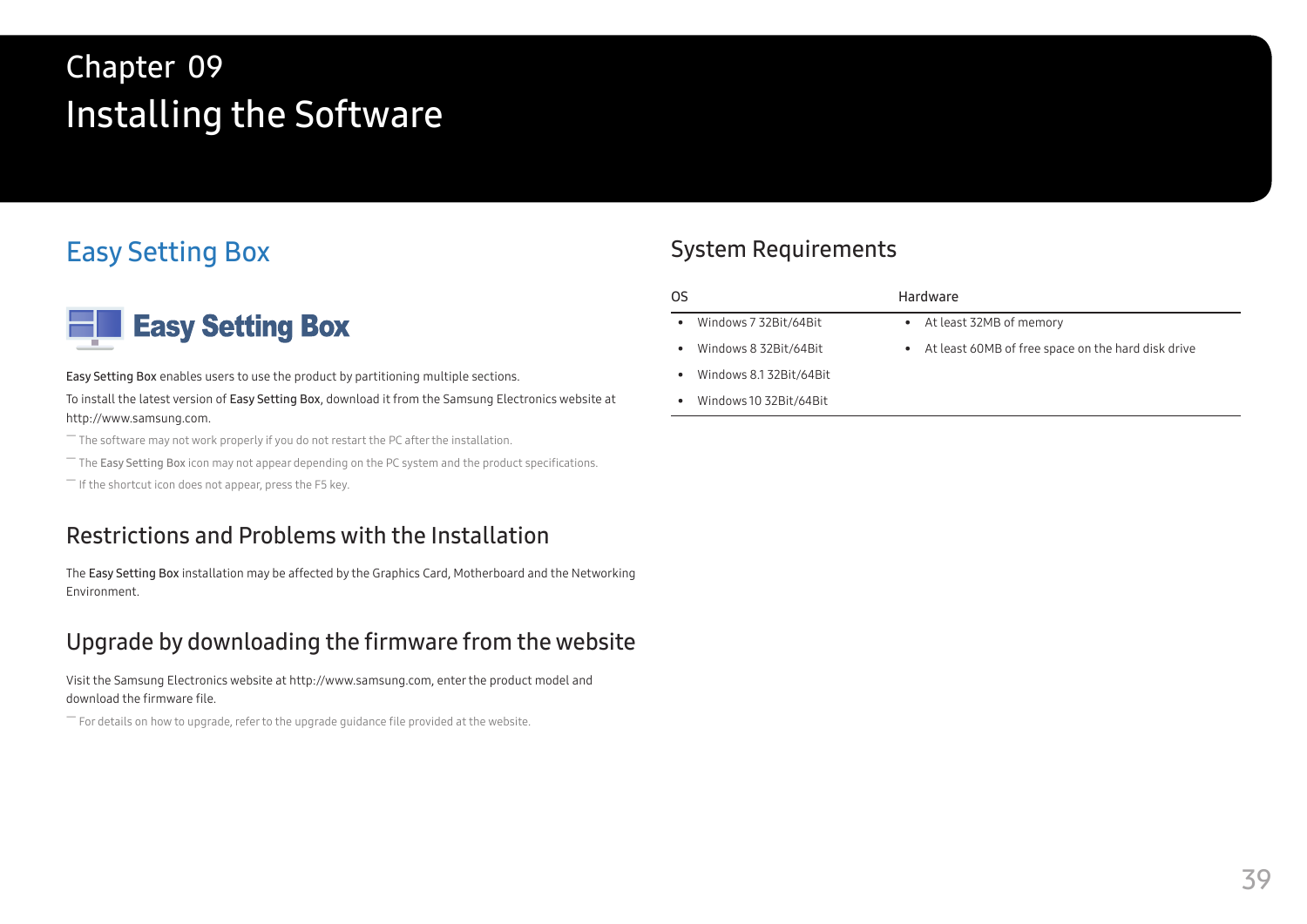# Chapter 09
# Installing the Software

## Easy Setting Box

**Easy Setting Box**

Easy Setting Box enables users to use the product by partitioning multiple sections.

To install the latest version of Easy Setting Box, download it from the Samsung Electronics website at http://www.samsung.com.

― The software may not work properly if you do not restart the PC after the installation.

― The Easy Setting Box icon may not appear depending on the PC system and the product specifications.

― If the shortcut icon does not appear, press the F5 key.

### Restrictions and Problems with the Installation

The Easy Setting Box installation may be affected by the Graphics Card, Motherboard and the Networking Environment.

### Upgrade by downloading the firmware from the website

Visit the Samsung Electronics website at http://www.samsung.com, enter the product model and download the firmware file.

― For details on how to upgrade, refer to the upgrade guidance file provided at the website.

### System Requirements

| OS | Hardware |
|---|---|
| • Windows 7 32Bit/64Bit | • At least 32MB of memory |
| • Windows 8 32Bit/64Bit | • At least 60MB of free space on the hard disk drive |
| • Windows 8.1 32Bit/64Bit | |
| • Windows 10 32Bit/64Bit | |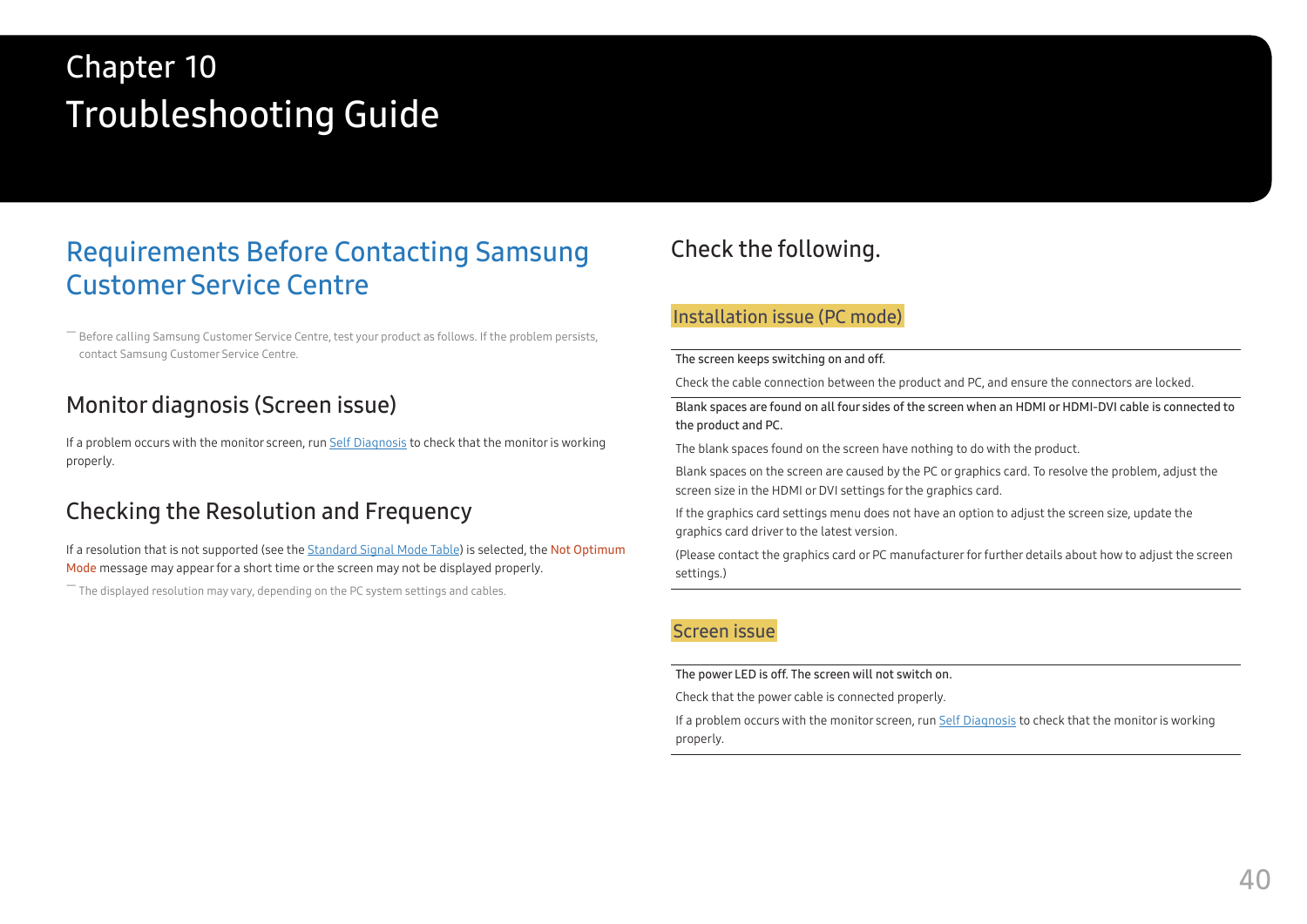# Chapter 10
# Troubleshooting Guide

## Requirements Before Contacting Samsung Customer Service Centre

― Before calling Samsung Customer Service Centre, test your product as follows. If the problem persists, contact Samsung Customer Service Centre.

### Monitor diagnosis (Screen issue)

If a problem occurs with the monitor screen, run Self Diagnosis to check that the monitor is working properly.

### Checking the Resolution and Frequency

If a resolution that is not supported (see the Standard Signal Mode Table) is selected, the Not Optimum Mode message may appear for a short time or the screen may not be displayed properly.

― The displayed resolution may vary, depending on the PC system settings and cables.

### Check the following.

#### Installation issue (PC mode)

| The screen keeps switching on and off. |
|---|
| Check the cable connection between the product and PC, and ensure the connectors are locked. |

| Blank spaces are found on all four sides of the screen when an HDMI or HDMI-DVI cable is connected to the product and PC. |
|---|
| The blank spaces found on the screen have nothing to do with the product. |
| Blank spaces on the screen are caused by the PC or graphics card. To resolve the problem, adjust the screen size in the HDMI or DVI settings for the graphics card. |
| If the graphics card settings menu does not have an option to adjust the screen size, update the graphics card driver to the latest version. |
| (Please contact the graphics card or PC manufacturer for further details about how to adjust the screen settings.) |

#### Screen issue

| The power LED is off. The screen will not switch on. |
|---|
| Check that the power cable is connected properly. |
| If a problem occurs with the monitor screen, run Self Diagnosis to check that the monitor is working properly. |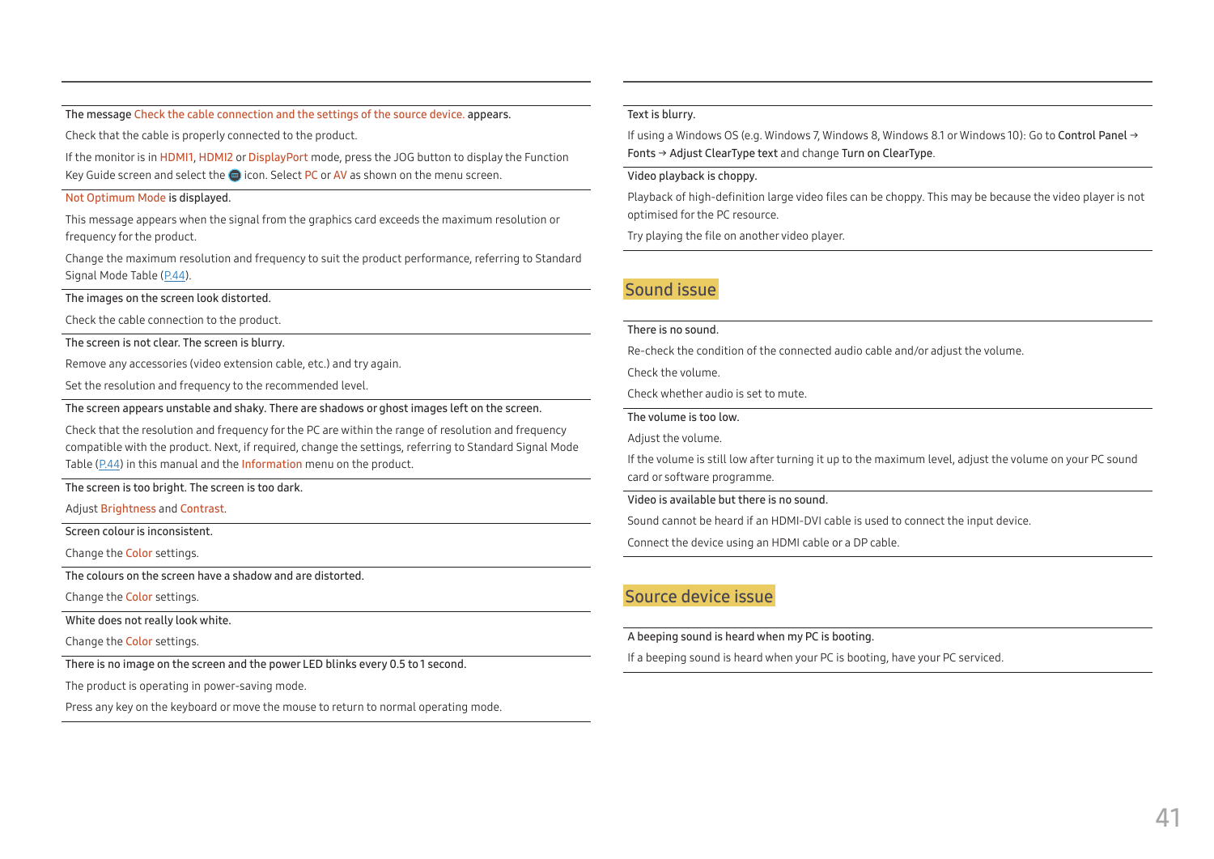The message Check the cable connection and the settings of the source device. appears.

Check that the cable is properly connected to the product.

If the monitor is in HDMI1, HDMI2 or DisplayPort mode, press the JOG button to display the Function Key Guide screen and select the icon. Select PC or AV as shown on the menu screen.

Not Optimum Mode is displayed.

This message appears when the signal from the graphics card exceeds the maximum resolution or frequency for the product.

Change the maximum resolution and frequency to suit the product performance, referring to Standard Signal Mode Table (P.44).

The images on the screen look distorted.

Check the cable connection to the product.

The screen is not clear. The screen is blurry.

Remove any accessories (video extension cable, etc.) and try again.

Set the resolution and frequency to the recommended level.

The screen appears unstable and shaky. There are shadows or ghost images left on the screen.

Check that the resolution and frequency for the PC are within the range of resolution and frequency compatible with the product. Next, if required, change the settings, referring to Standard Signal Mode Table (P.44) in this manual and the Information menu on the product.

The screen is too bright. The screen is too dark.

Adjust Brightness and Contrast.

Screen colour is inconsistent.

Change the Color settings.

The colours on the screen have a shadow and are distorted.

Change the Color settings.

White does not really look white.

Change the Color settings.

There is no image on the screen and the power LED blinks every 0.5 to 1 second.

The product is operating in power-saving mode.

Press any key on the keyboard or move the mouse to return to normal operating mode.

Text is blurry.

If using a Windows OS (e.g. Windows 7, Windows 8, Windows 8.1 or Windows 10): Go to Control Panel → Fonts → Adjust ClearType text and change Turn on ClearType.

Video playback is choppy.

Playback of high-definition large video files can be choppy. This may be because the video player is not optimised for the PC resource.

Try playing the file on another video player.

## Sound issue

There is no sound.

Re-check the condition of the connected audio cable and/or adjust the volume.

Check the volume.

Check whether audio is set to mute.

The volume is too low.

Adjust the volume.

If the volume is still low after turning it up to the maximum level, adjust the volume on your PC sound card or software programme.

Video is available but there is no sound.

Sound cannot be heard if an HDMI-DVI cable is used to connect the input device.

Connect the device using an HDMI cable or a DP cable.

## Source device issue

A beeping sound is heard when my PC is booting.

If a beeping sound is heard when your PC is booting, have your PC serviced.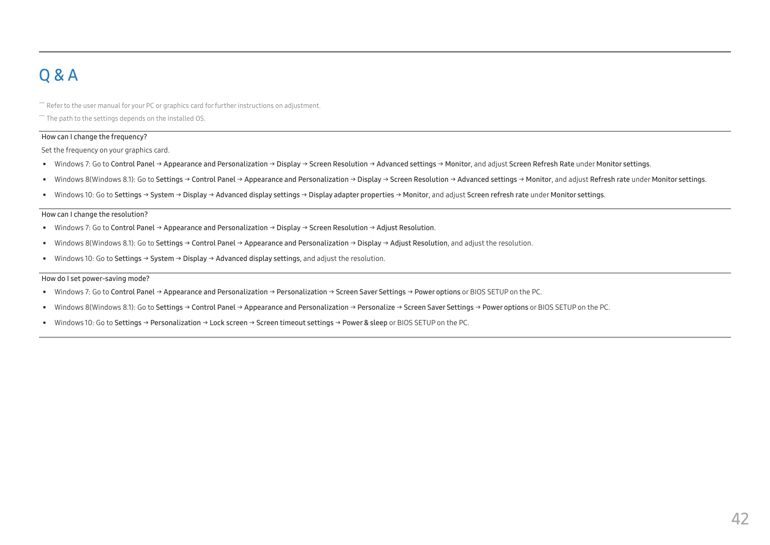# Q & A

― Refer to the user manual for your PC or graphics card for further instructions on adjustment.

― The path to the settings depends on the installed OS.

### How can I change the frequency?

Set the frequency on your graphics card.

- Windows 7: Go to **Control Panel** → **Appearance and Personalization** → **Display** → **Screen Resolution** → **Advanced settings** → **Monitor**, and adjust **Screen Refresh Rate** under **Monitor settings**.
- Windows 8(Windows 8.1): Go to **Settings** → **Control Panel** → **Appearance and Personalization** → **Display** → **Screen Resolution** → **Advanced settings** → **Monitor**, and adjust **Refresh rate** under **Monitor settings**.
- Windows 10: Go to **Settings** → **System** → **Display** → **Advanced display settings** → **Display adapter properties** → **Monitor**, and adjust **Screen refresh rate** under **Monitor settings**.

### How can I change the resolution?

- Windows 7: Go to **Control Panel** → **Appearance and Personalization** → **Display** → **Screen Resolution** → **Adjust Resolution**.
- Windows 8(Windows 8.1): Go to **Settings** → **Control Panel** → **Appearance and Personalization** → **Display** → **Adjust Resolution**, and adjust the resolution.
- Windows 10: Go to **Settings** → **System** → **Display** → **Advanced display settings**, and adjust the resolution.

### How do I set power-saving mode?

- Windows 7: Go to **Control Panel** → **Appearance and Personalization** → **Personalization** → **Screen Saver Settings** → **Power options** or BIOS SETUP on the PC.
- Windows 8(Windows 8.1): Go to **Settings** → **Control Panel** → **Appearance and Personalization** → **Personalize** → **Screen Saver Settings** → **Power options** or BIOS SETUP on the PC.
- Windows 10: Go to **Settings** → **Personalization** → **Lock screen** → **Screen timeout settings** → **Power & sleep** or BIOS SETUP on the PC.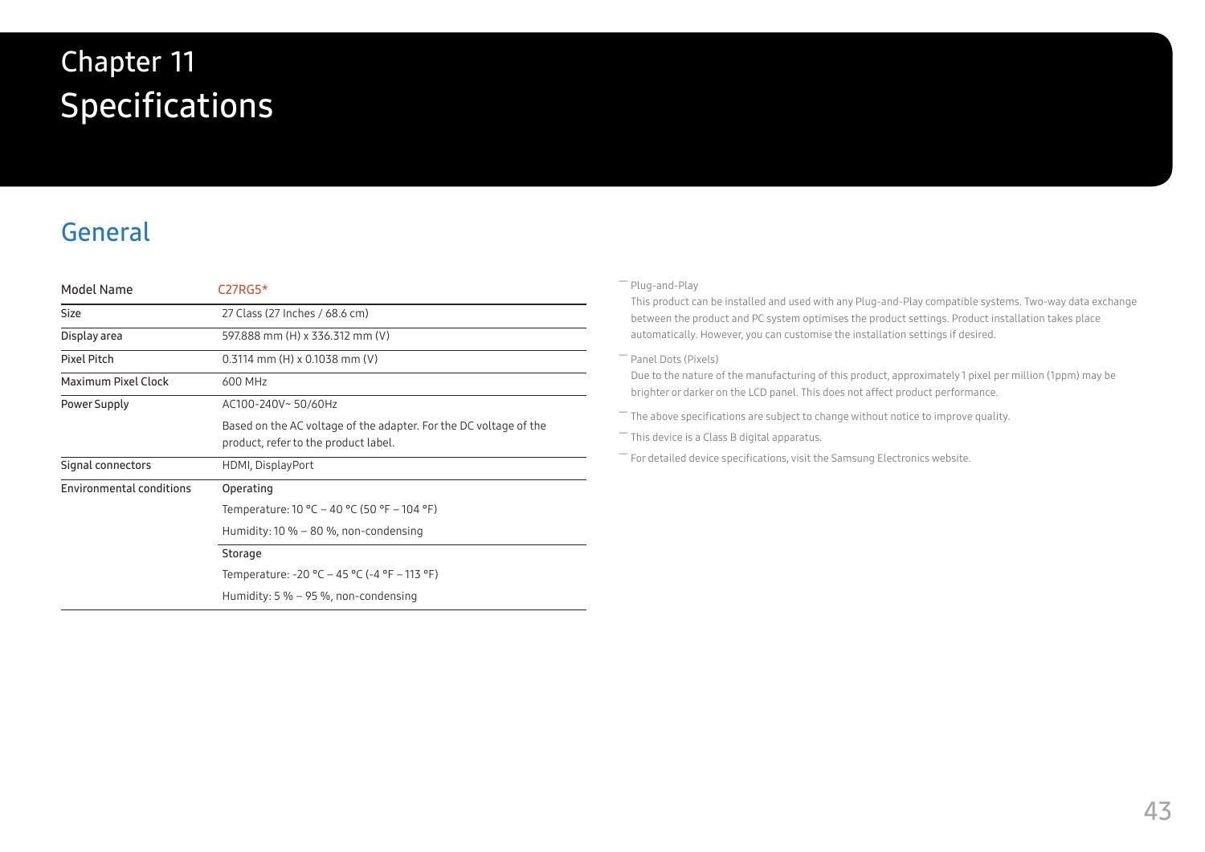# Chapter 11 Specifications

## General

| Model Name | C27RG5* |
|---|---|
| Size | 27 Class (27 Inches / 68.6 cm) |
| Display area | 597.888 mm (H) x 336.312 mm (V) |
| Pixel Pitch | 0.3114 mm (H) x 0.1038 mm (V) |
| Maximum Pixel Clock | 600 MHz |
| Power Supply | AC100-240V~ 50/60Hz<br>Based on the AC voltage of the adapter. For the DC voltage of the product, refer to the product label. |
| Signal connectors | HDMI, DisplayPort |
| Environmental conditions | Operating<br>Temperature: 10 °C – 40 °C (50 °F – 104 °F)<br>Humidity: 10 % – 80 %, non-condensing |
| | Storage<br>Temperature: -20 °C – 45 °C (-4 °F – 113 °F)<br>Humidity: 5 % – 95 %, non-condensing |

― Plug-and-Play

This product can be installed and used with any Plug-and-Play compatible systems. Two-way data exchange between the product and PC system optimises the product settings. Product installation takes place automatically. However, you can customise the installation settings if desired.

― Panel Dots (Pixels)

Due to the nature of the manufacturing of this product, approximately 1 pixel per million (1ppm) may be brighter or darker on the LCD panel. This does not affect product performance.

― The above specifications are subject to change without notice to improve quality.

― This device is a Class B digital apparatus.

― For detailed device specifications, visit the Samsung Electronics website.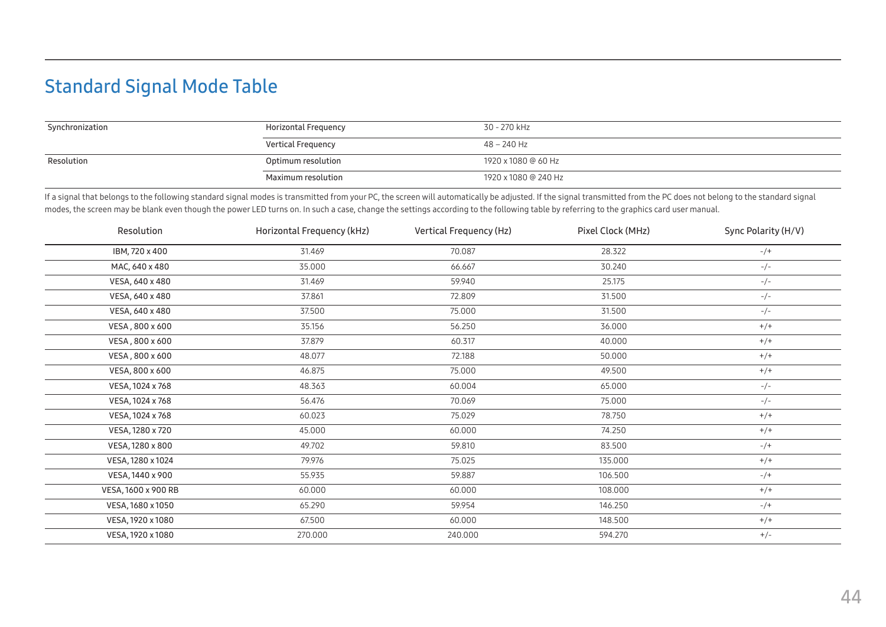# Standard Signal Mode Table

| Synchronization | Horizontal Frequency | 30 - 270 kHz |
|---|---|---|
| | Vertical Frequency | 48 – 240 Hz |
| Resolution | Optimum resolution | 1920 x 1080 @ 60 Hz |
| | Maximum resolution | 1920 x 1080 @ 240 Hz |

If a signal that belongs to the following standard signal modes is transmitted from your PC, the screen will automatically be adjusted. If the signal transmitted from the PC does not belong to the standard signal modes, the screen may be blank even though the power LED turns on. In such a case, change the settings according to the following table by referring to the graphics card user manual.

| Resolution | Horizontal Frequency (kHz) | Vertical Frequency (Hz) | Pixel Clock (MHz) | Sync Polarity (H/V) |
|---|---|---|---|---|
| IBM, 720 x 400 | 31.469 | 70.087 | 28.322 | -/+ |
| MAC, 640 x 480 | 35.000 | 66.667 | 30.240 | -/- |
| VESA, 640 x 480 | 31.469 | 59.940 | 25.175 | -/- |
| VESA, 640 x 480 | 37.861 | 72.809 | 31.500 | -/- |
| VESA, 640 x 480 | 37.500 | 75.000 | 31.500 | -/- |
| VESA , 800 x 600 | 35.156 | 56.250 | 36.000 | +/+ |
| VESA , 800 x 600 | 37.879 | 60.317 | 40.000 | +/+ |
| VESA , 800 x 600 | 48.077 | 72.188 | 50.000 | +/+ |
| VESA, 800 x 600 | 46.875 | 75.000 | 49.500 | +/+ |
| VESA, 1024 x 768 | 48.363 | 60.004 | 65.000 | -/- |
| VESA, 1024 x 768 | 56.476 | 70.069 | 75.000 | -/- |
| VESA, 1024 x 768 | 60.023 | 75.029 | 78.750 | +/+ |
| VESA, 1280 x 720 | 45.000 | 60.000 | 74.250 | +/+ |
| VESA, 1280 x 800 | 49.702 | 59.810 | 83.500 | -/+ |
| VESA, 1280 x 1024 | 79.976 | 75.025 | 135.000 | +/+ |
| VESA, 1440 x 900 | 55.935 | 59.887 | 106.500 | -/+ |
| VESA, 1600 x 900 RB | 60.000 | 60.000 | 108.000 | +/+ |
| VESA, 1680 x 1050 | 65.290 | 59.954 | 146.250 | -/+ |
| VESA, 1920 x 1080 | 67.500 | 60.000 | 148.500 | +/+ |
| VESA, 1920 x 1080 | 270.000 | 240.000 | 594.270 | +/- |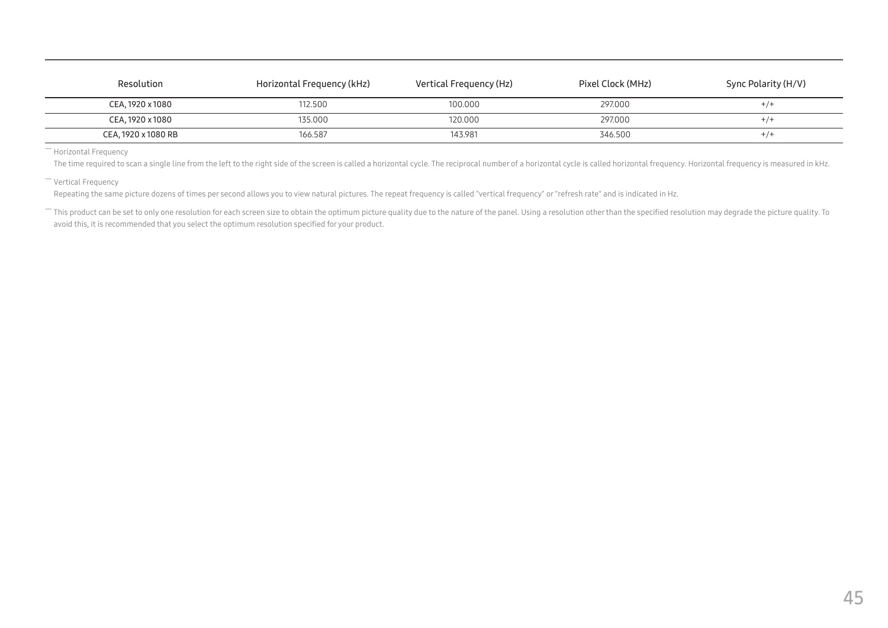| Resolution | Horizontal Frequency (kHz) | Vertical Frequency (Hz) | Pixel Clock (MHz) | Sync Polarity (H/V) |
|---|---|---|---|---|
| CEA, 1920 x 1080 | 112.500 | 100.000 | 297.000 | +/+ |
| CEA, 1920 x 1080 | 135.000 | 120.000 | 297.000 | +/+ |
| CEA, 1920 x 1080 RB | 166.587 | 143.981 | 346.500 | +/+ |

― Horizontal Frequency

The time required to scan a single line from the left to the right side of the screen is called a horizontal cycle. The reciprocal number of a horizontal cycle is called horizontal frequency. Horizontal frequency is measured in kHz.

― Vertical Frequency

Repeating the same picture dozens of times per second allows you to view natural pictures. The repeat frequency is called "vertical frequency" or "refresh rate" and is indicated in Hz.

― This product can be set to only one resolution for each screen size to obtain the optimum picture quality due to the nature of the panel. Using a resolution other than the specified resolution may degrade the picture quality. To avoid this, it is recommended that you select the optimum resolution specified for your product.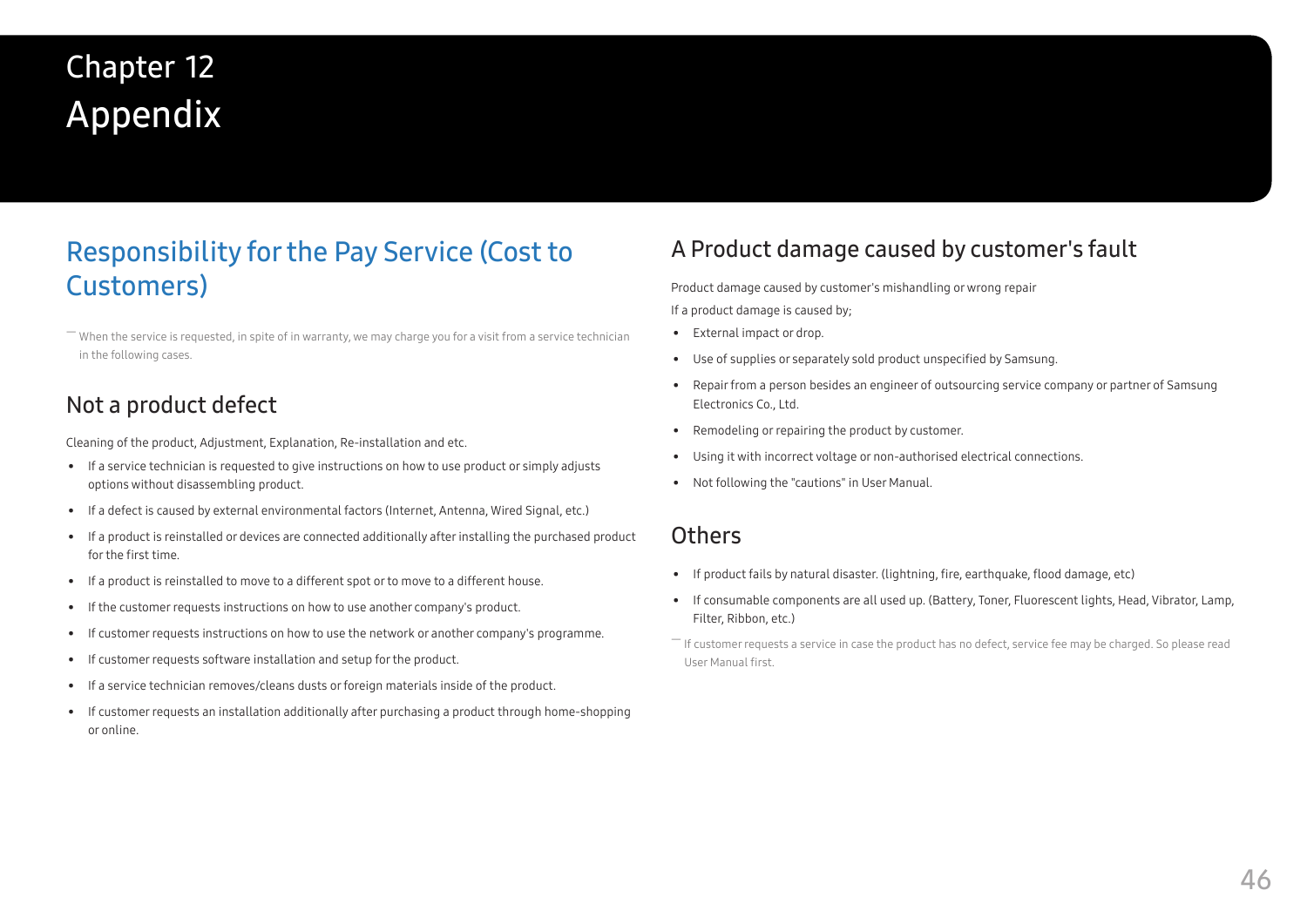# Chapter 12
# Appendix

## Responsibility for the Pay Service (Cost to Customers)

― When the service is requested, in spite of in warranty, we may charge you for a visit from a service technician in the following cases.

### Not a product defect

Cleaning of the product, Adjustment, Explanation, Re-installation and etc.

- If a service technician is requested to give instructions on how to use product or simply adjusts options without disassembling product.
- If a defect is caused by external environmental factors (Internet, Antenna, Wired Signal, etc.)
- If a product is reinstalled or devices are connected additionally after installing the purchased product for the first time.
- If a product is reinstalled to move to a different spot or to move to a different house.
- If the customer requests instructions on how to use another company's product.
- If customer requests instructions on how to use the network or another company's programme.
- If customer requests software installation and setup for the product.
- If a service technician removes/cleans dusts or foreign materials inside of the product.
- If customer requests an installation additionally after purchasing a product through home-shopping or online.

### A Product damage caused by customer's fault

Product damage caused by customer's mishandling or wrong repair

If a product damage is caused by;

- External impact or drop.
- Use of supplies or separately sold product unspecified by Samsung.
- Repair from a person besides an engineer of outsourcing service company or partner of Samsung Electronics Co., Ltd.
- Remodeling or repairing the product by customer.
- Using it with incorrect voltage or non-authorised electrical connections.
- Not following the "cautions" in User Manual.

### Others

- If product fails by natural disaster. (lightning, fire, earthquake, flood damage, etc)
- If consumable components are all used up. (Battery, Toner, Fluorescent lights, Head, Vibrator, Lamp, Filter, Ribbon, etc.)

― If customer requests a service in case the product has no defect, service fee may be charged. So please read User Manual first.